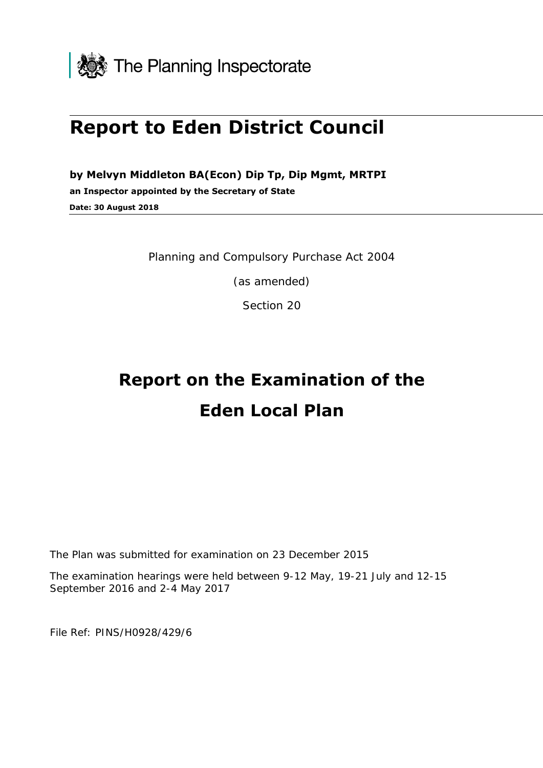The Planning Inspectorate

# Report to Eden District Council

**by Melvyn Middleton BA(Econ) Dip Tp, Dip Mgmt, MRTPI**

**an Inspector appointed by the Secretary of State**

**Date: 30 August 2018**

Planning and Compulsory Purchase Act 2004

(as amended)

Section 20

# Report on the Examination of the Eden Local Plan

The Plan was submitted for examination on 23 December 2015

The examination hearings were held between 9-12 May, 19-21 July and 12-15 September 2016 and 2-4 May 2017

File Ref: PINS/H0928/429/6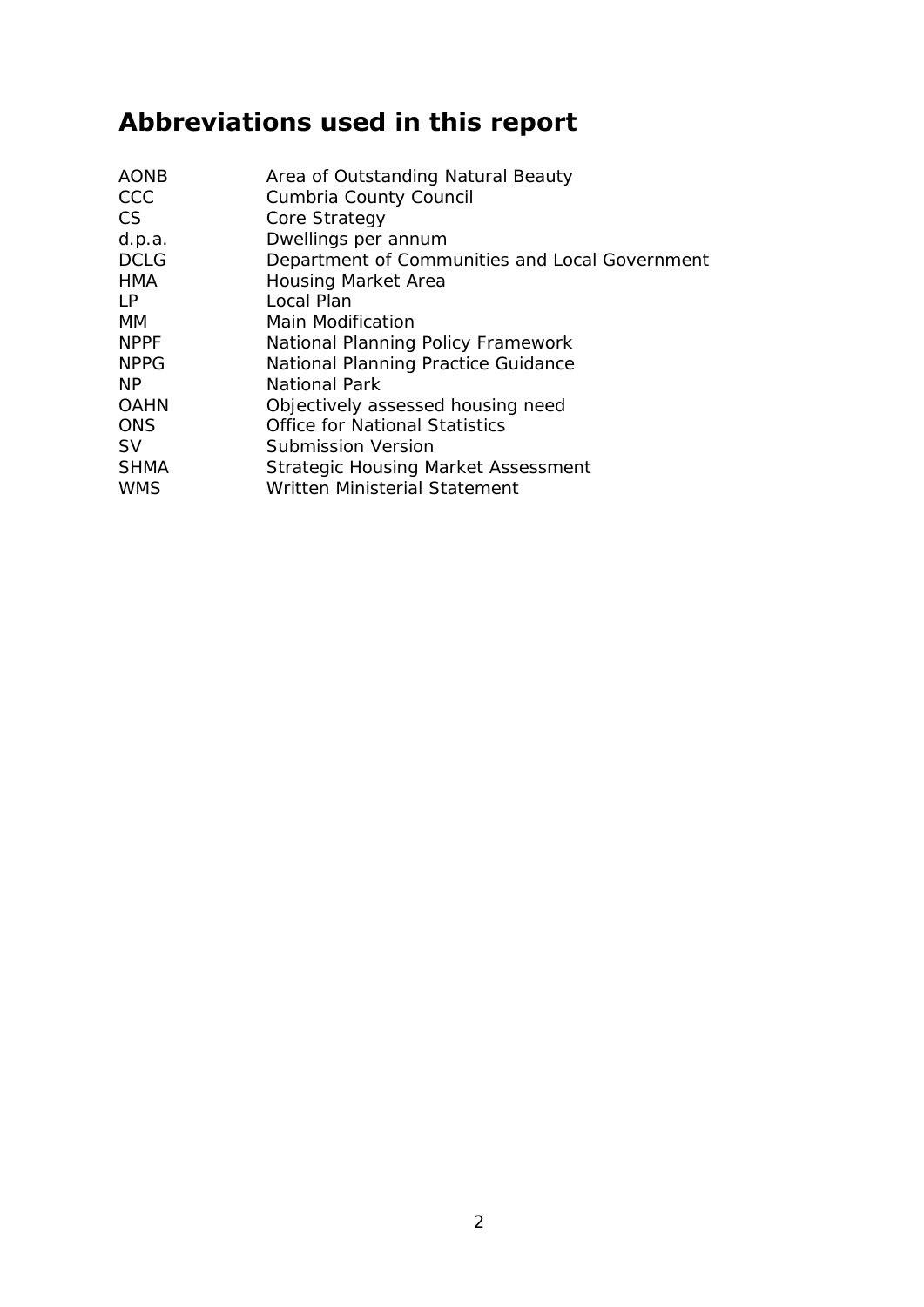# Abbreviations used in this report

| | |
|---|---|
| AONB | Area of Outstanding Natural Beauty |
| CCC | Cumbria County Council |
| CS | Core Strategy |
| d.p.a. | Dwellings per annum |
| DCLG | Department of Communities and Local Government |
| HMA | Housing Market Area |
| LP | Local Plan |
| MM | Main Modification |
| NPPF | National Planning Policy Framework |
| NPPG | National Planning Practice Guidance |
| NP | National Park |
| OAHN | Objectively assessed housing need |
| ONS | Office for National Statistics |
| SV | Submission Version |
| SHMA | Strategic Housing Market Assessment |
| WMS | Written Ministerial Statement |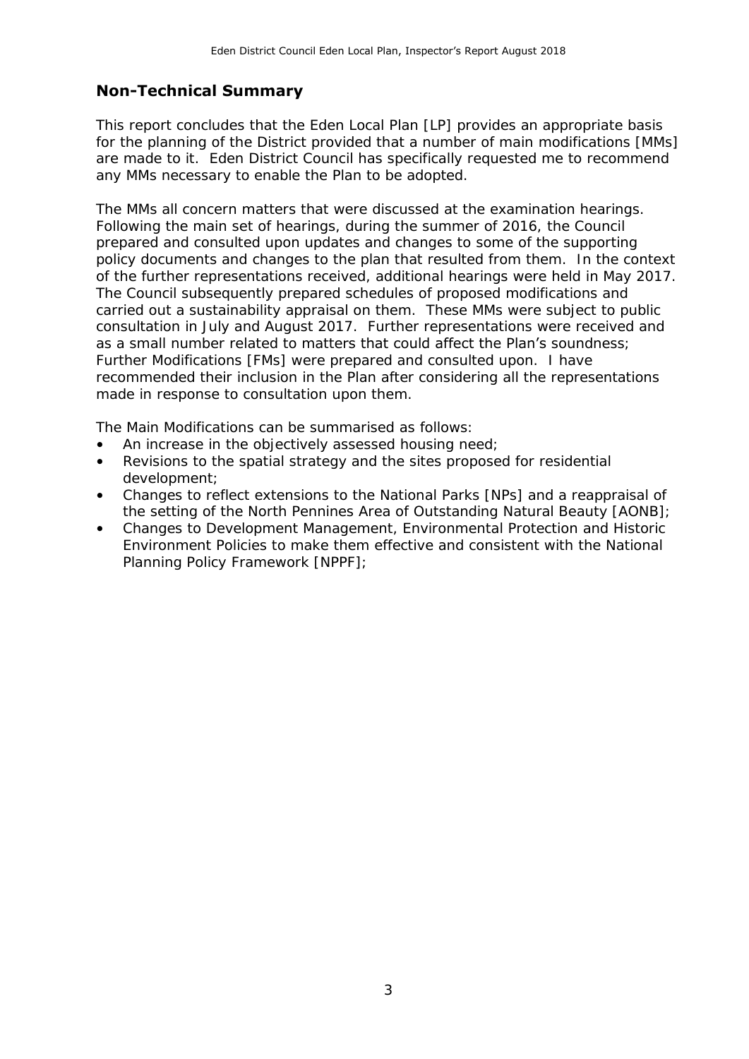## Non-Technical Summary

This report concludes that the Eden Local Plan [LP] provides an appropriate basis for the planning of the District provided that a number of main modifications [MMs] are made to it. Eden District Council has specifically requested me to recommend any MMs necessary to enable the Plan to be adopted.

The MMs all concern matters that were discussed at the examination hearings. Following the main set of hearings, during the summer of 2016, the Council prepared and consulted upon updates and changes to some of the supporting policy documents and changes to the plan that resulted from them. In the context of the further representations received, additional hearings were held in May 2017. The Council subsequently prepared schedules of proposed modifications and carried out a sustainability appraisal on them. These MMs were subject to public consultation in July and August 2017. Further representations were received and as a small number related to matters that could affect the Plan's soundness; Further Modifications [FMs] were prepared and consulted upon. I have recommended their inclusion in the Plan after considering all the representations made in response to consultation upon them.

The Main Modifications can be summarised as follows:

- An increase in the objectively assessed housing need;
- Revisions to the spatial strategy and the sites proposed for residential development;
- Changes to reflect extensions to the National Parks [NPs] and a reappraisal of the setting of the North Pennines Area of Outstanding Natural Beauty [AONB];
- Changes to Development Management, Environmental Protection and Historic Environment Policies to make them effective and consistent with the National Planning Policy Framework [NPPF];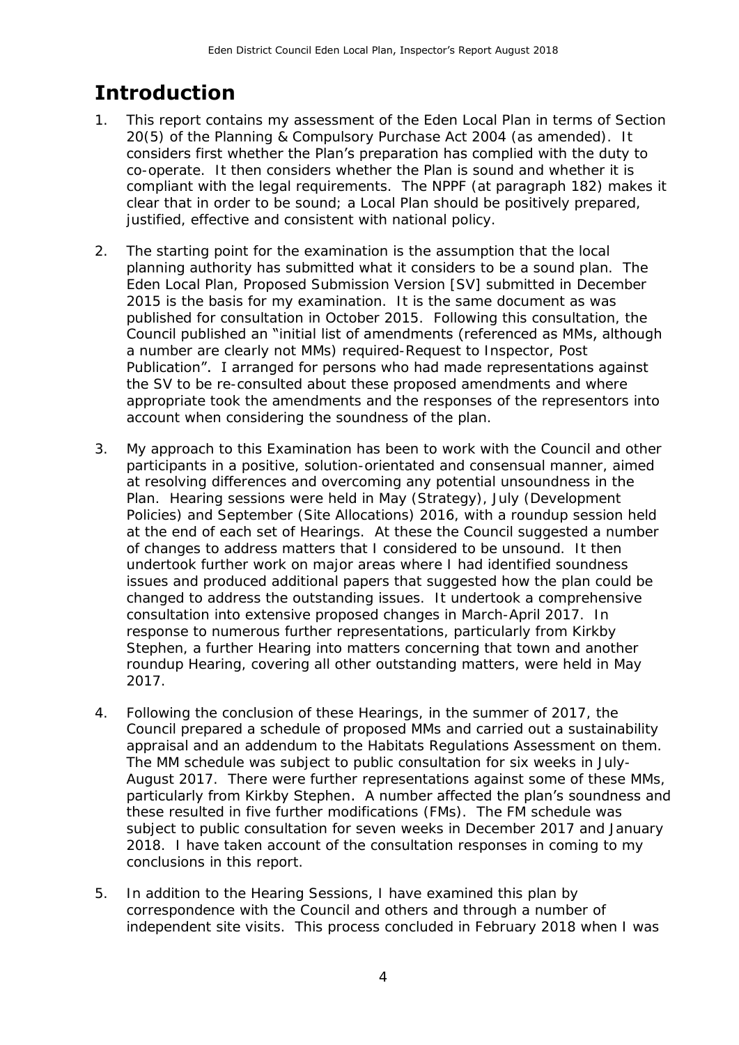# Introduction

1. This report contains my assessment of the Eden Local Plan in terms of Section 20(5) of the Planning & Compulsory Purchase Act 2004 (as amended). It considers first whether the Plan's preparation has complied with the duty to co-operate. It then considers whether the Plan is sound and whether it is compliant with the legal requirements. The NPPF (at paragraph 182) makes it clear that in order to be sound; a Local Plan should be positively prepared, justified, effective and consistent with national policy.

2. The starting point for the examination is the assumption that the local planning authority has submitted what it considers to be a sound plan. The Eden Local Plan, Proposed Submission Version [SV] submitted in December 2015 is the basis for my examination. It is the same document as was published for consultation in October 2015. Following this consultation, the Council published an "initial list of amendments (referenced as MMs, although a number are clearly not MMs) required-Request to Inspector, Post Publication". I arranged for persons who had made representations against the SV to be re-consulted about these proposed amendments and where appropriate took the amendments and the responses of the representors into account when considering the soundness of the plan.

3. My approach to this Examination has been to work with the Council and other participants in a positive, solution-orientated and consensual manner, aimed at resolving differences and overcoming any potential unsoundness in the Plan. Hearing sessions were held in May (Strategy), July (Development Policies) and September (Site Allocations) 2016, with a roundup session held at the end of each set of Hearings. At these the Council suggested a number of changes to address matters that I considered to be unsound. It then undertook further work on major areas where I had identified soundness issues and produced additional papers that suggested how the plan could be changed to address the outstanding issues. It undertook a comprehensive consultation into extensive proposed changes in March-April 2017. In response to numerous further representations, particularly from Kirkby Stephen, a further Hearing into matters concerning that town and another roundup Hearing, covering all other outstanding matters, were held in May 2017.

4. Following the conclusion of these Hearings, in the summer of 2017, the Council prepared a schedule of proposed MMs and carried out a sustainability appraisal and an addendum to the Habitats Regulations Assessment on them. The MM schedule was subject to public consultation for six weeks in July-August 2017. There were further representations against some of these MMs, particularly from Kirkby Stephen. A number affected the plan's soundness and these resulted in five further modifications (FMs). The FM schedule was subject to public consultation for seven weeks in December 2017 and January 2018. I have taken account of the consultation responses in coming to my conclusions in this report.

5. In addition to the Hearing Sessions, I have examined this plan by correspondence with the Council and others and through a number of independent site visits. This process concluded in February 2018 when I was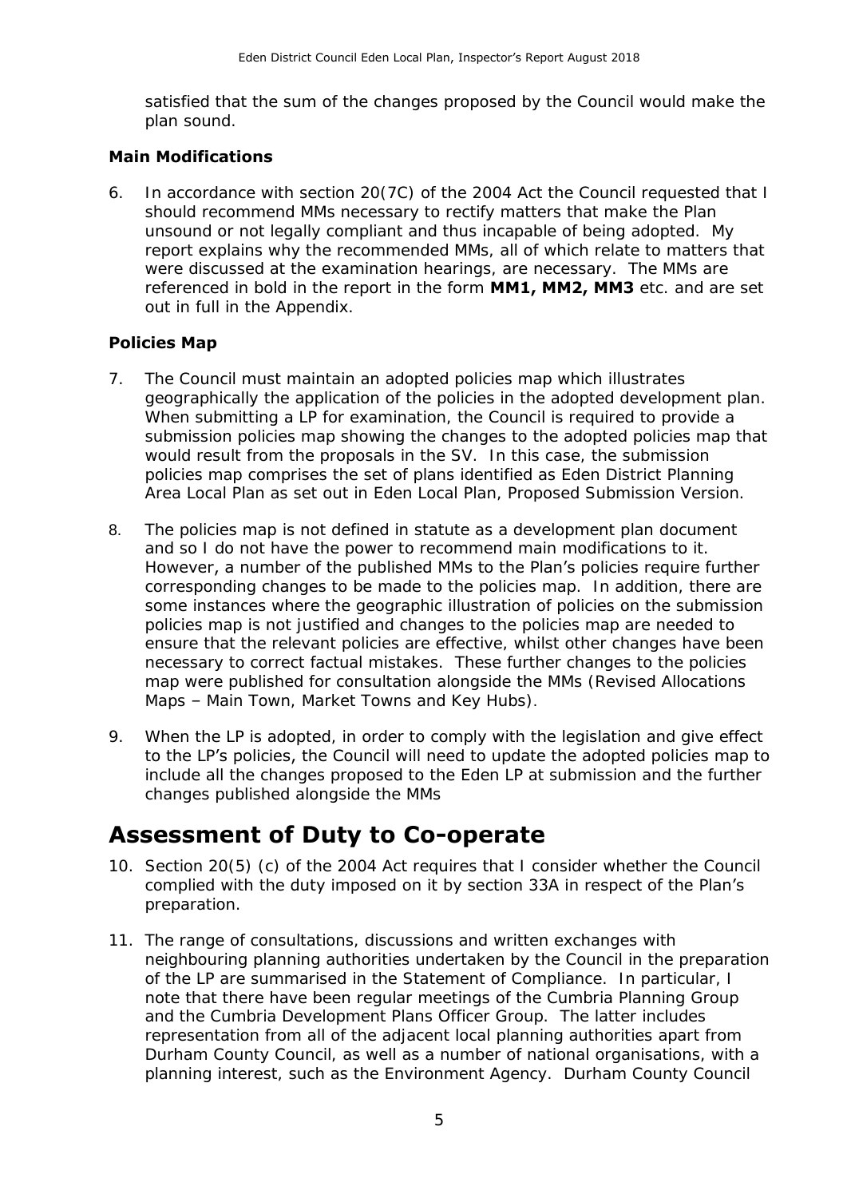satisfied that the sum of the changes proposed by the Council would make the plan sound.

**Main Modifications**

6. In accordance with section 20(7C) of the 2004 Act the Council requested that I should recommend MMs necessary to rectify matters that make the Plan unsound or not legally compliant and thus incapable of being adopted. My report explains why the recommended MMs, all of which relate to matters that were discussed at the examination hearings, are necessary. The MMs are referenced in bold in the report in the form **MM1, MM2, MM3** etc. and are set out in full in the Appendix.

**Policies Map**

7. The Council must maintain an adopted policies map which illustrates geographically the application of the policies in the adopted development plan. When submitting a LP for examination, the Council is required to provide a submission policies map showing the changes to the adopted policies map that would result from the proposals in the SV. In this case, the submission policies map comprises the set of plans identified as Eden District Planning Area Local Plan as set out in Eden Local Plan, Proposed Submission Version.

8. The policies map is not defined in statute as a development plan document and so I do not have the power to recommend main modifications to it. However, a number of the published MMs to the Plan's policies require further corresponding changes to be made to the policies map. In addition, there are some instances where the geographic illustration of policies on the submission policies map is not justified and changes to the policies map are needed to ensure that the relevant policies are effective, whilst other changes have been necessary to correct factual mistakes. These further changes to the policies map were published for consultation alongside the MMs (Revised Allocations Maps – Main Town, Market Towns and Key Hubs).

9. When the LP is adopted, in order to comply with the legislation and give effect to the LP's policies, the Council will need to update the adopted policies map to include all the changes proposed to the Eden LP at submission and the further changes published alongside the MMs

# Assessment of Duty to Co-operate

10. Section 20(5) (c) of the 2004 Act requires that I consider whether the Council complied with the duty imposed on it by section 33A in respect of the Plan's preparation.

11. The range of consultations, discussions and written exchanges with neighbouring planning authorities undertaken by the Council in the preparation of the LP are summarised in the Statement of Compliance. In particular, I note that there have been regular meetings of the Cumbria Planning Group and the Cumbria Development Plans Officer Group. The latter includes representation from all of the adjacent local planning authorities apart from Durham County Council, as well as a number of national organisations, with a planning interest, such as the Environment Agency. Durham County Council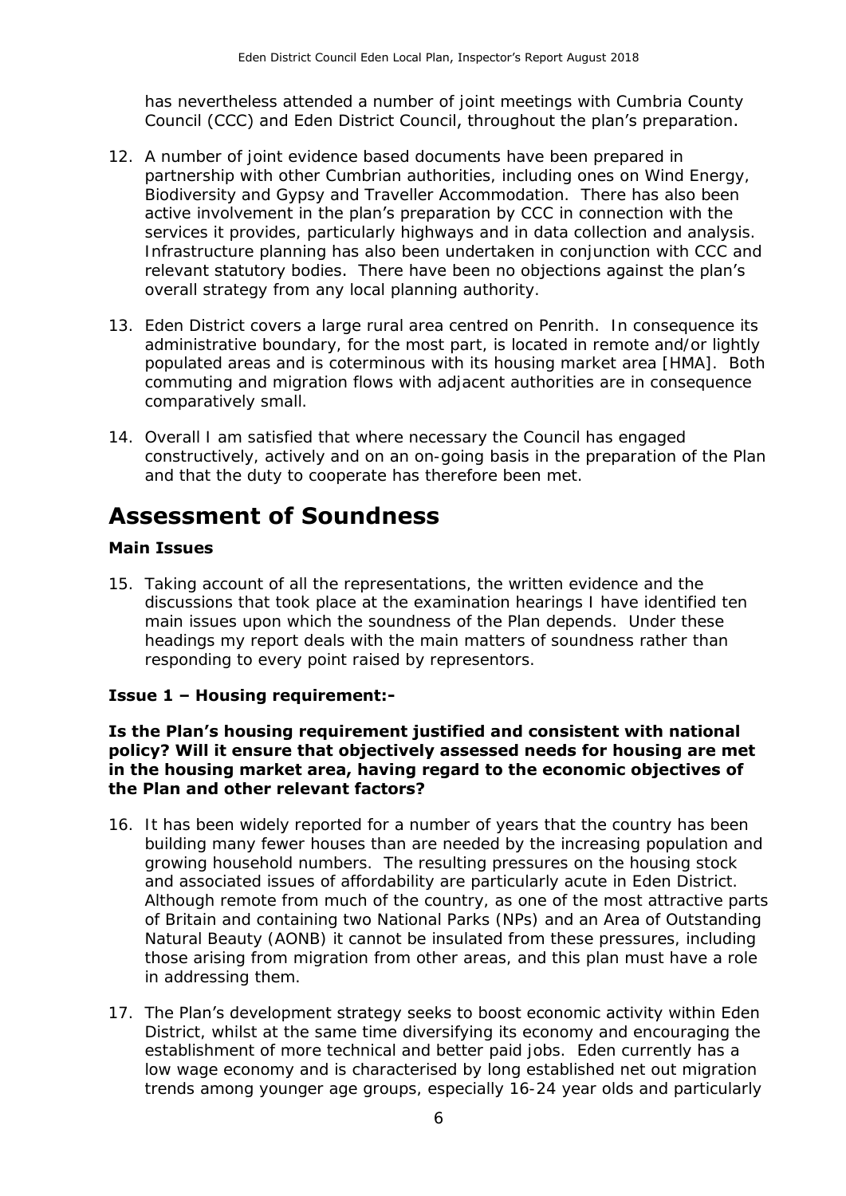has nevertheless attended a number of joint meetings with Cumbria County Council (CCC) and Eden District Council, throughout the plan's preparation.

12. A number of joint evidence based documents have been prepared in partnership with other Cumbrian authorities, including ones on Wind Energy, Biodiversity and Gypsy and Traveller Accommodation. There has also been active involvement in the plan's preparation by CCC in connection with the services it provides, particularly highways and in data collection and analysis. Infrastructure planning has also been undertaken in conjunction with CCC and relevant statutory bodies. There have been no objections against the plan's overall strategy from any local planning authority.

13. Eden District covers a large rural area centred on Penrith. In consequence its administrative boundary, for the most part, is located in remote and/or lightly populated areas and is coterminous with its housing market area [HMA]. Both commuting and migration flows with adjacent authorities are in consequence comparatively small.

14. Overall I am satisfied that where necessary the Council has engaged constructively, actively and on an on-going basis in the preparation of the Plan and that the duty to cooperate has therefore been met.

# Assessment of Soundness

### Main Issues

15. Taking account of all the representations, the written evidence and the discussions that took place at the examination hearings I have identified ten main issues upon which the soundness of the Plan depends. Under these headings my report deals with the main matters of soundness rather than responding to every point raised by representors.

### Issue 1 – Housing requirement:-

**Is the Plan's housing requirement justified and consistent with national policy? Will it ensure that objectively assessed needs for housing are met in the housing market area, having regard to the economic objectives of the Plan and other relevant factors?**

16. It has been widely reported for a number of years that the country has been building many fewer houses than are needed by the increasing population and growing household numbers. The resulting pressures on the housing stock and associated issues of affordability are particularly acute in Eden District. Although remote from much of the country, as one of the most attractive parts of Britain and containing two National Parks (NPs) and an Area of Outstanding Natural Beauty (AONB) it cannot be insulated from these pressures, including those arising from migration from other areas, and this plan must have a role in addressing them.

17. The Plan's development strategy seeks to boost economic activity within Eden District, whilst at the same time diversifying its economy and encouraging the establishment of more technical and better paid jobs. Eden currently has a low wage economy and is characterised by long established net out migration trends among younger age groups, especially 16-24 year olds and particularly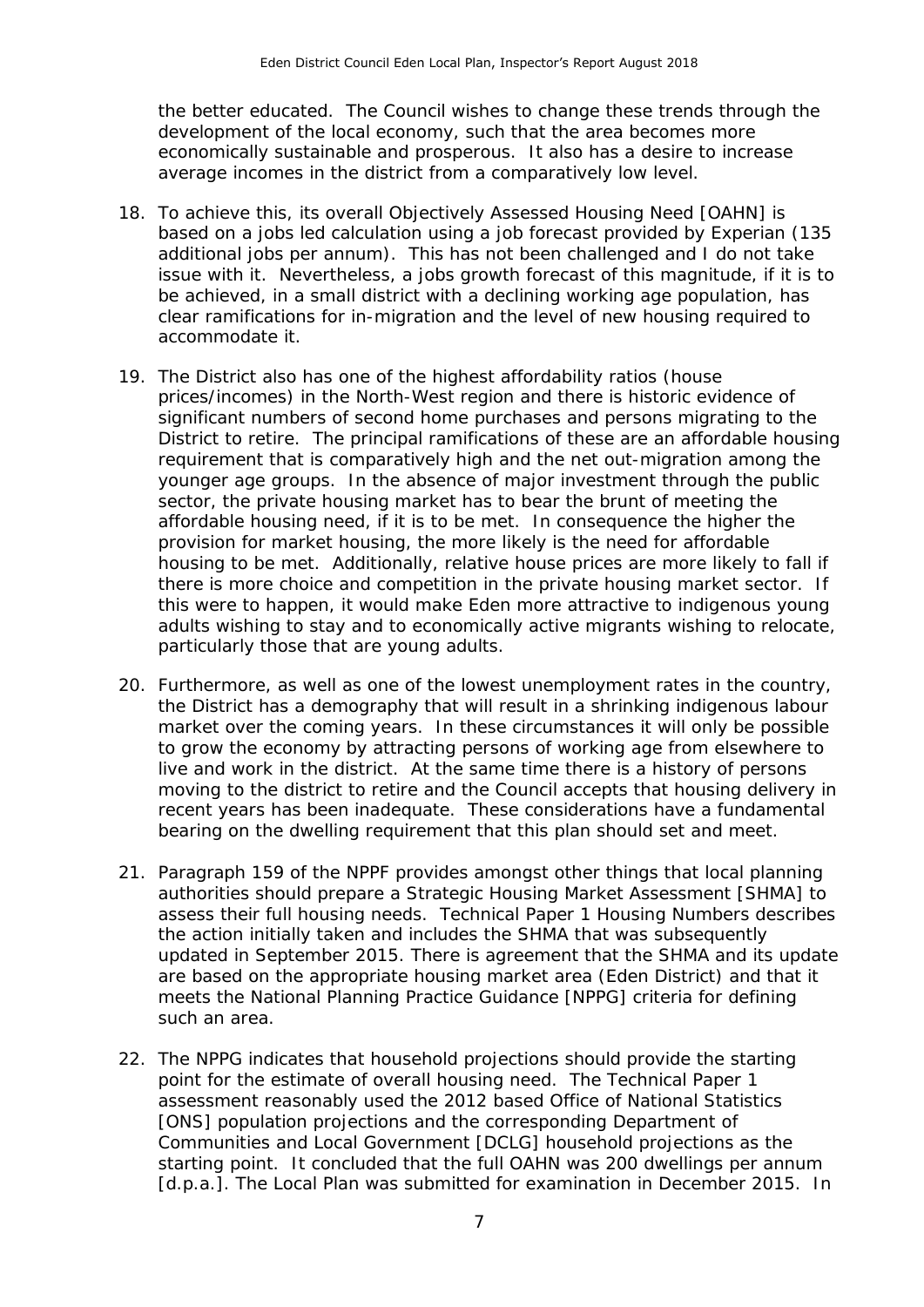the better educated. The Council wishes to change these trends through the development of the local economy, such that the area becomes more economically sustainable and prosperous. It also has a desire to increase average incomes in the district from a comparatively low level.

18. To achieve this, its overall Objectively Assessed Housing Need [OAHN] is based on a jobs led calculation using a job forecast provided by Experian (135 additional jobs per annum). This has not been challenged and I do not take issue with it. Nevertheless, a jobs growth forecast of this magnitude, if it is to be achieved, in a small district with a declining working age population, has clear ramifications for in-migration and the level of new housing required to accommodate it.

19. The District also has one of the highest affordability ratios (house prices/incomes) in the North-West region and there is historic evidence of significant numbers of second home purchases and persons migrating to the District to retire. The principal ramifications of these are an affordable housing requirement that is comparatively high and the net out-migration among the younger age groups. In the absence of major investment through the public sector, the private housing market has to bear the brunt of meeting the affordable housing need, if it is to be met. In consequence the higher the provision for market housing, the more likely is the need for affordable housing to be met. Additionally, relative house prices are more likely to fall if there is more choice and competition in the private housing market sector. If this were to happen, it would make Eden more attractive to indigenous young adults wishing to stay and to economically active migrants wishing to relocate, particularly those that are young adults.

20. Furthermore, as well as one of the lowest unemployment rates in the country, the District has a demography that will result in a shrinking indigenous labour market over the coming years. In these circumstances it will only be possible to grow the economy by attracting persons of working age from elsewhere to live and work in the district. At the same time there is a history of persons moving to the district to retire and the Council accepts that housing delivery in recent years has been inadequate. These considerations have a fundamental bearing on the dwelling requirement that this plan should set and meet.

21. Paragraph 159 of the NPPF provides amongst other things that local planning authorities should prepare a Strategic Housing Market Assessment [SHMA] to assess their full housing needs. Technical Paper 1 Housing Numbers describes the action initially taken and includes the SHMA that was subsequently updated in September 2015. There is agreement that the SHMA and its update are based on the appropriate housing market area (Eden District) and that it meets the National Planning Practice Guidance [NPPG] criteria for defining such an area.

22. The NPPG indicates that household projections should provide the starting point for the estimate of overall housing need. The Technical Paper 1 assessment reasonably used the 2012 based Office of National Statistics [ONS] population projections and the corresponding Department of Communities and Local Government [DCLG] household projections as the starting point. It concluded that the full OAHN was 200 dwellings per annum [d.p.a.]. The Local Plan was submitted for examination in December 2015. In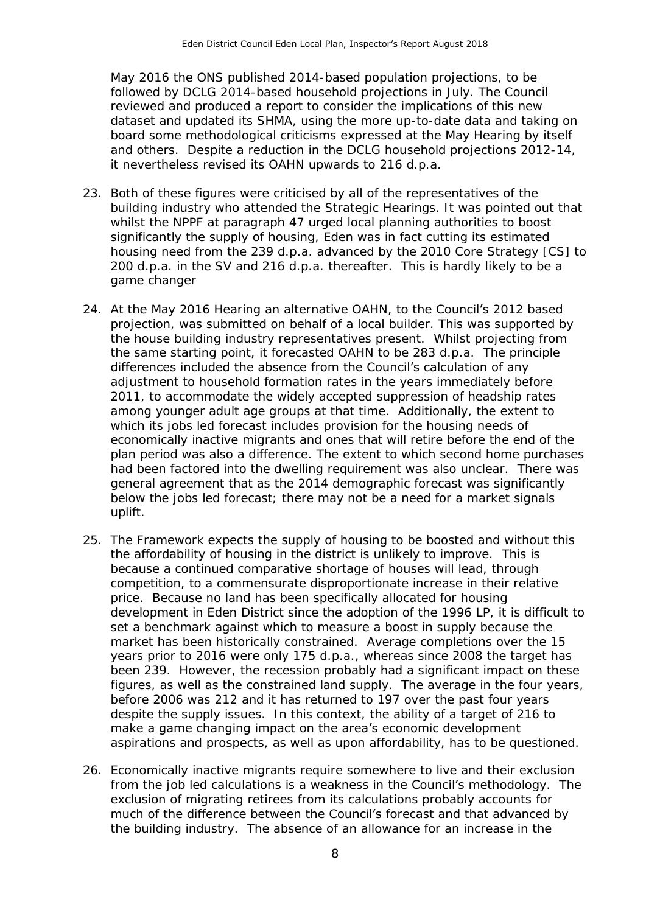May 2016 the ONS published 2014-based population projections, to be followed by DCLG 2014-based household projections in July. The Council reviewed and produced a report to consider the implications of this new dataset and updated its SHMA, using the more up-to-date data and taking on board some methodological criticisms expressed at the May Hearing by itself and others. Despite a reduction in the DCLG household projections 2012-14, it nevertheless revised its OAHN upwards to 216 d.p.a.

23. Both of these figures were criticised by all of the representatives of the building industry who attended the Strategic Hearings. It was pointed out that whilst the NPPF at paragraph 47 urged local planning authorities to boost significantly the supply of housing, Eden was in fact cutting its estimated housing need from the 239 d.p.a. advanced by the 2010 Core Strategy [CS] to 200 d.p.a. in the SV and 216 d.p.a. thereafter. This is hardly likely to be a game changer

24. At the May 2016 Hearing an alternative OAHN, to the Council's 2012 based projection, was submitted on behalf of a local builder. This was supported by the house building industry representatives present. Whilst projecting from the same starting point, it forecasted OAHN to be 283 d.p.a. The principle differences included the absence from the Council's calculation of any adjustment to household formation rates in the years immediately before 2011, to accommodate the widely accepted suppression of headship rates among younger adult age groups at that time. Additionally, the extent to which its jobs led forecast includes provision for the housing needs of economically inactive migrants and ones that will retire before the end of the plan period was also a difference. The extent to which second home purchases had been factored into the dwelling requirement was also unclear. There was general agreement that as the 2014 demographic forecast was significantly below the jobs led forecast; there may not be a need for a market signals uplift.

25. The Framework expects the supply of housing to be boosted and without this the affordability of housing in the district is unlikely to improve. This is because a continued comparative shortage of houses will lead, through competition, to a commensurate disproportionate increase in their relative price. Because no land has been specifically allocated for housing development in Eden District since the adoption of the 1996 LP, it is difficult to set a benchmark against which to measure a boost in supply because the market has been historically constrained. Average completions over the 15 years prior to 2016 were only 175 d.p.a., whereas since 2008 the target has been 239. However, the recession probably had a significant impact on these figures, as well as the constrained land supply. The average in the four years, before 2006 was 212 and it has returned to 197 over the past four years despite the supply issues. In this context, the ability of a target of 216 to make a game changing impact on the area's economic development aspirations and prospects, as well as upon affordability, has to be questioned.

26. Economically inactive migrants require somewhere to live and their exclusion from the job led calculations is a weakness in the Council's methodology. The exclusion of migrating retirees from its calculations probably accounts for much of the difference between the Council's forecast and that advanced by the building industry. The absence of an allowance for an increase in the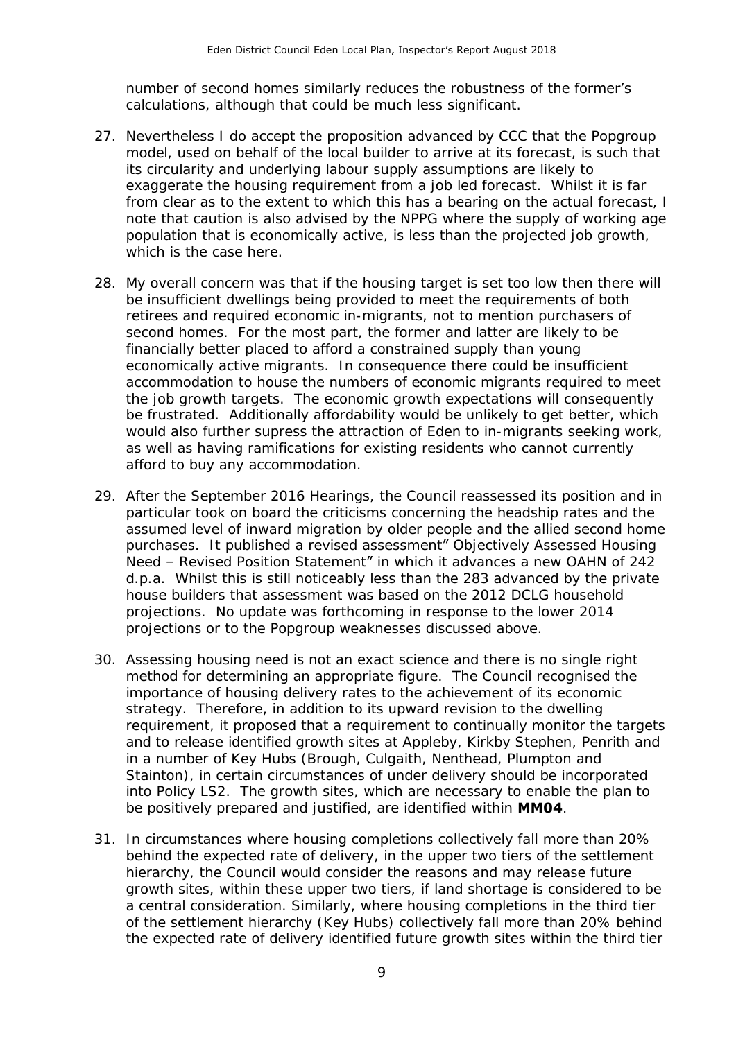number of second homes similarly reduces the robustness of the former's calculations, although that could be much less significant.

27. Nevertheless I do accept the proposition advanced by CCC that the Popgroup model, used on behalf of the local builder to arrive at its forecast, is such that its circularity and underlying labour supply assumptions are likely to exaggerate the housing requirement from a job led forecast. Whilst it is far from clear as to the extent to which this has a bearing on the actual forecast, I note that caution is also advised by the NPPG where the supply of working age population that is economically active, is less than the projected job growth, which is the case here.

28. My overall concern was that if the housing target is set too low then there will be insufficient dwellings being provided to meet the requirements of both retirees and required economic in-migrants, not to mention purchasers of second homes. For the most part, the former and latter are likely to be financially better placed to afford a constrained supply than young economically active migrants. In consequence there could be insufficient accommodation to house the numbers of economic migrants required to meet the job growth targets. The economic growth expectations will consequently be frustrated. Additionally affordability would be unlikely to get better, which would also further supress the attraction of Eden to in-migrants seeking work, as well as having ramifications for existing residents who cannot currently afford to buy any accommodation.

29. After the September 2016 Hearings, the Council reassessed its position and in particular took on board the criticisms concerning the headship rates and the assumed level of inward migration by older people and the allied second home purchases. It published a revised assessment" Objectively Assessed Housing Need – Revised Position Statement" in which it advances a new OAHN of 242 d.p.a. Whilst this is still noticeably less than the 283 advanced by the private house builders that assessment was based on the 2012 DCLG household projections. No update was forthcoming in response to the lower 2014 projections or to the Popgroup weaknesses discussed above.

30. Assessing housing need is not an exact science and there is no single right method for determining an appropriate figure. The Council recognised the importance of housing delivery rates to the achievement of its economic strategy. Therefore, in addition to its upward revision to the dwelling requirement, it proposed that a requirement to continually monitor the targets and to release identified growth sites at Appleby, Kirkby Stephen, Penrith and in a number of Key Hubs (Brough, Culgaith, Nenthead, Plumpton and Stainton), in certain circumstances of under delivery should be incorporated into Policy LS2. The growth sites, which are necessary to enable the plan to be positively prepared and justified, are identified within **MM04**.

31. In circumstances where housing completions collectively fall more than 20% behind the expected rate of delivery, in the upper two tiers of the settlement hierarchy, the Council would consider the reasons and may release future growth sites, within these upper two tiers, if land shortage is considered to be a central consideration. Similarly, where housing completions in the third tier of the settlement hierarchy (Key Hubs) collectively fall more than 20% behind the expected rate of delivery identified future growth sites within the third tier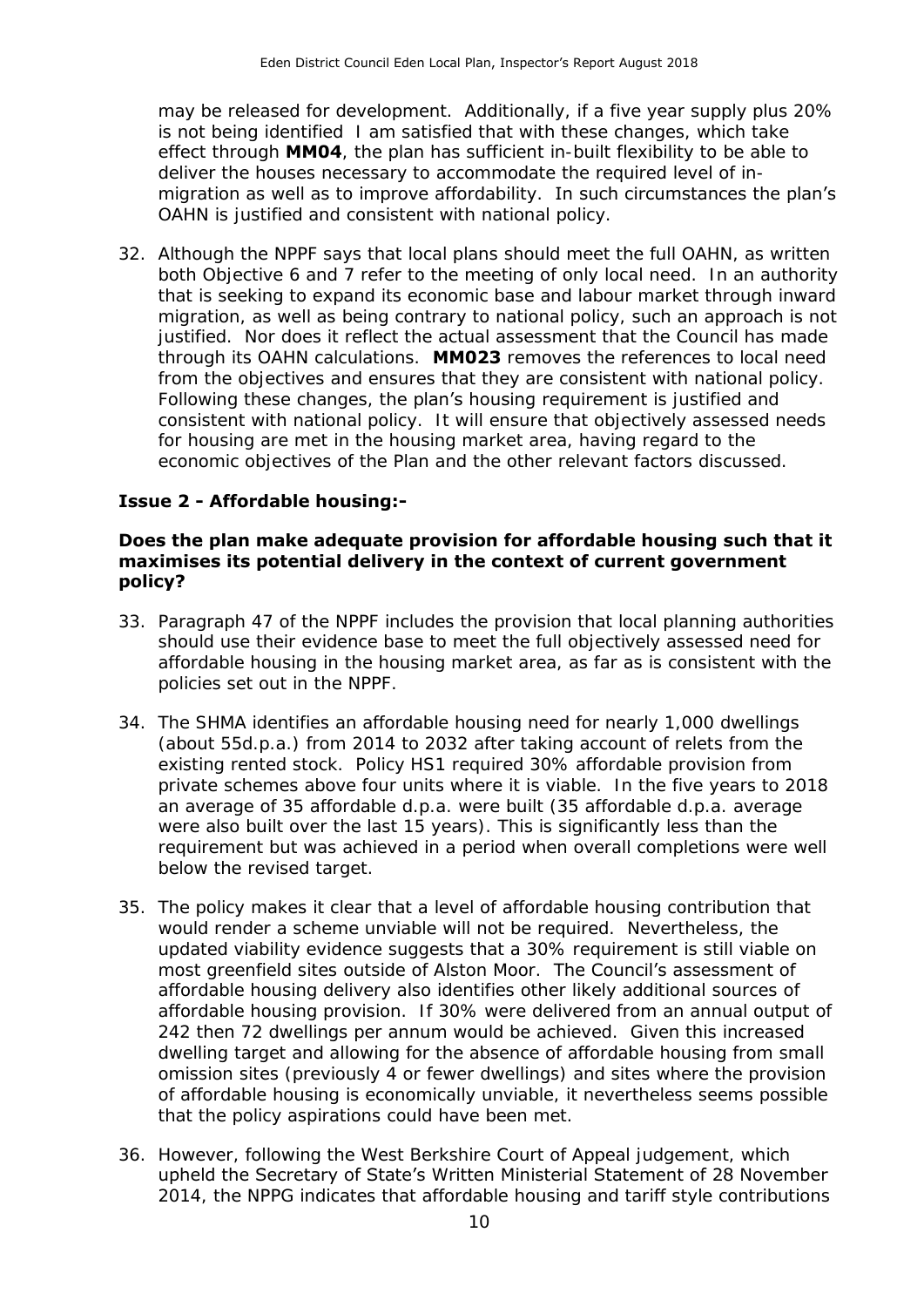may be released for development. Additionally, if a five year supply plus 20% is not being identified I am satisfied that with these changes, which take effect through **MM04**, the plan has sufficient in-built flexibility to be able to deliver the houses necessary to accommodate the required level of in-migration as well as to improve affordability. In such circumstances the plan's OAHN is justified and consistent with national policy.

32. Although the NPPF says that local plans should meet the full OAHN, as written both Objective 6 and 7 refer to the meeting of only local need. In an authority that is seeking to expand its economic base and labour market through inward migration, as well as being contrary to national policy, such an approach is not justified. Nor does it reflect the actual assessment that the Council has made through its OAHN calculations. **MM023** removes the references to local need from the objectives and ensures that they are consistent with national policy. Following these changes, the plan's housing requirement is justified and consistent with national policy. It will ensure that objectively assessed needs for housing are met in the housing market area, having regard to the economic objectives of the Plan and the other relevant factors discussed.

### Issue 2 - Affordable housing:-

**Does the plan make adequate provision for affordable housing such that it maximises its potential delivery in the context of current government policy?**

33. Paragraph 47 of the NPPF includes the provision that local planning authorities should use their evidence base to meet the full objectively assessed need for affordable housing in the housing market area, as far as is consistent with the policies set out in the NPPF.

34. The SHMA identifies an affordable housing need for nearly 1,000 dwellings (about 55d.p.a.) from 2014 to 2032 after taking account of relets from the existing rented stock. Policy HS1 required 30% affordable provision from private schemes above four units where it is viable. In the five years to 2018 an average of 35 affordable d.p.a. were built (35 affordable d.p.a. average were also built over the last 15 years). This is significantly less than the requirement but was achieved in a period when overall completions were well below the revised target.

35. The policy makes it clear that a level of affordable housing contribution that would render a scheme unviable will not be required. Nevertheless, the updated viability evidence suggests that a 30% requirement is still viable on most greenfield sites outside of Alston Moor. The Council's assessment of affordable housing delivery also identifies other likely additional sources of affordable housing provision. If 30% were delivered from an annual output of 242 then 72 dwellings per annum would be achieved. Given this increased dwelling target and allowing for the absence of affordable housing from small omission sites (previously 4 or fewer dwellings) and sites where the provision of affordable housing is economically unviable, it nevertheless seems possible that the policy aspirations could have been met.

36. However, following the West Berkshire Court of Appeal judgement, which upheld the Secretary of State's Written Ministerial Statement of 28 November 2014, the NPPG indicates that affordable housing and tariff style contributions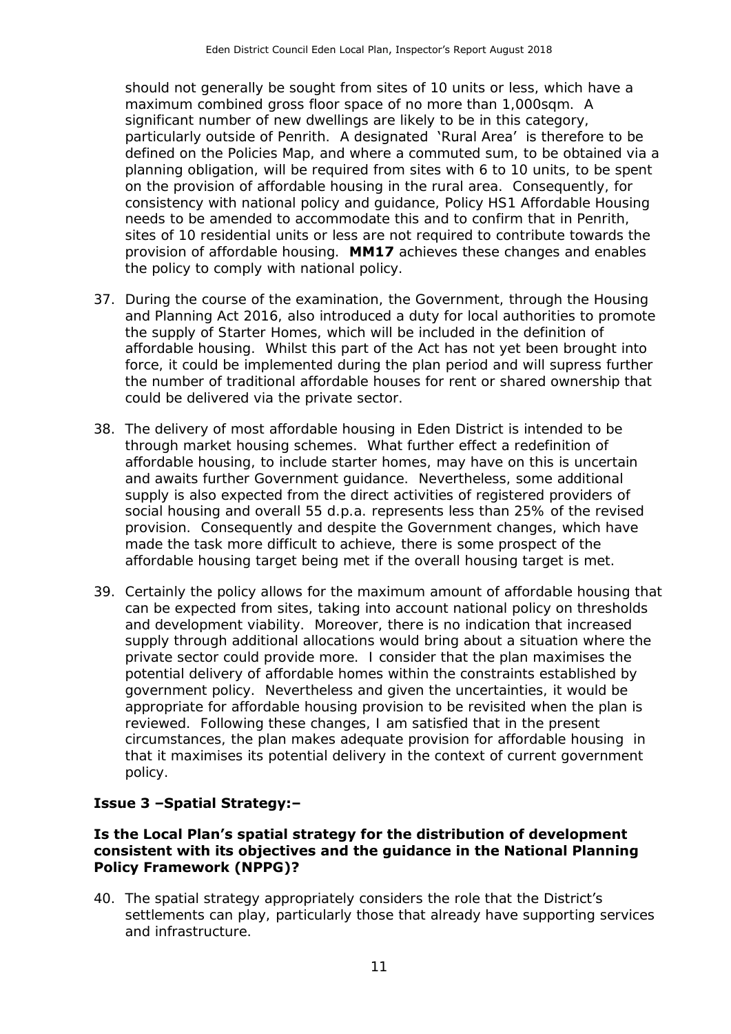should not generally be sought from sites of 10 units or less, which have a maximum combined gross floor space of no more than 1,000sqm. A significant number of new dwellings are likely to be in this category, particularly outside of Penrith. A designated 'Rural Area' is therefore to be defined on the Policies Map, and where a commuted sum, to be obtained via a planning obligation, will be required from sites with 6 to 10 units, to be spent on the provision of affordable housing in the rural area. Consequently, for consistency with national policy and guidance, Policy HS1 Affordable Housing needs to be amended to accommodate this and to confirm that in Penrith, sites of 10 residential units or less are not required to contribute towards the provision of affordable housing. **MM17** achieves these changes and enables the policy to comply with national policy.

37. During the course of the examination, the Government, through the Housing and Planning Act 2016, also introduced a duty for local authorities to promote the supply of Starter Homes, which will be included in the definition of affordable housing. Whilst this part of the Act has not yet been brought into force, it could be implemented during the plan period and will supress further the number of traditional affordable houses for rent or shared ownership that could be delivered via the private sector.

38. The delivery of most affordable housing in Eden District is intended to be through market housing schemes. What further effect a redefinition of affordable housing, to include starter homes, may have on this is uncertain and awaits further Government guidance. Nevertheless, some additional supply is also expected from the direct activities of registered providers of social housing and overall 55 d.p.a. represents less than 25% of the revised provision. Consequently and despite the Government changes, which have made the task more difficult to achieve, there is some prospect of the affordable housing target being met if the overall housing target is met.

39. Certainly the policy allows for the maximum amount of affordable housing that can be expected from sites, taking into account national policy on thresholds and development viability. Moreover, there is no indication that increased supply through additional allocations would bring about a situation where the private sector could provide more. I consider that the plan maximises the potential delivery of affordable homes within the constraints established by government policy. Nevertheless and given the uncertainties, it would be appropriate for affordable housing provision to be revisited when the plan is reviewed. Following these changes, I am satisfied that in the present circumstances, the plan makes adequate provision for affordable housing in that it maximises its potential delivery in the context of current government policy.

### Issue 3 –Spatial Strategy:–

**Is the Local Plan's spatial strategy for the distribution of development consistent with its objectives and the guidance in the National Planning Policy Framework (NPPG)?**

40. The spatial strategy appropriately considers the role that the District's settlements can play, particularly those that already have supporting services and infrastructure.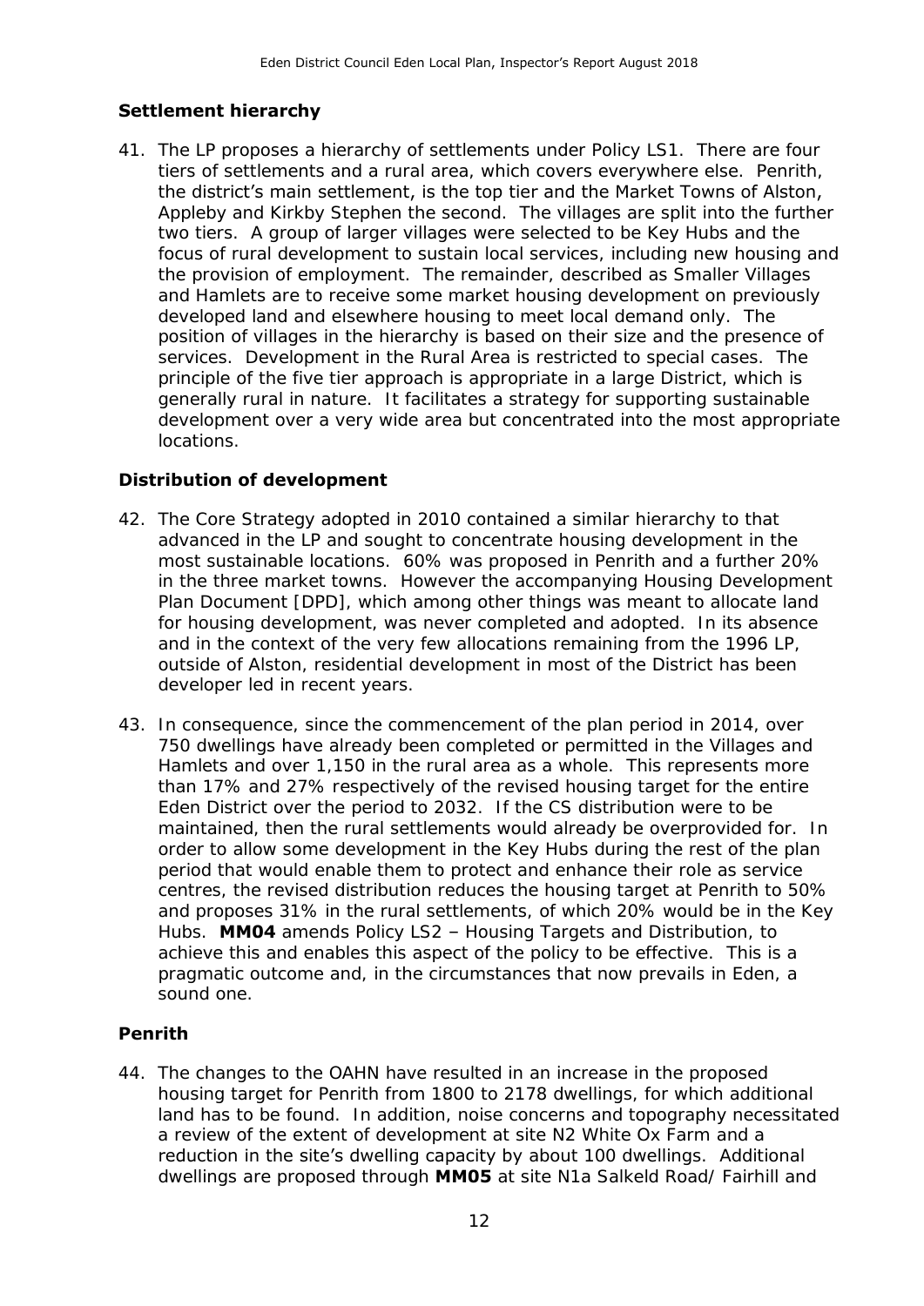### Settlement hierarchy

41. The LP proposes a hierarchy of settlements under Policy LS1. There are four tiers of settlements and a rural area, which covers everywhere else. Penrith, the district's main settlement, is the top tier and the Market Towns of Alston, Appleby and Kirkby Stephen the second. The villages are split into the further two tiers. A group of larger villages were selected to be Key Hubs and the focus of rural development to sustain local services, including new housing and the provision of employment. The remainder, described as Smaller Villages and Hamlets are to receive some market housing development on previously developed land and elsewhere housing to meet local demand only. The position of villages in the hierarchy is based on their size and the presence of services. Development in the Rural Area is restricted to special cases. The principle of the five tier approach is appropriate in a large District, which is generally rural in nature. It facilitates a strategy for supporting sustainable development over a very wide area but concentrated into the most appropriate locations.

### Distribution of development

42. The Core Strategy adopted in 2010 contained a similar hierarchy to that advanced in the LP and sought to concentrate housing development in the most sustainable locations. 60% was proposed in Penrith and a further 20% in the three market towns. However the accompanying Housing Development Plan Document [DPD], which among other things was meant to allocate land for housing development, was never completed and adopted. In its absence and in the context of the very few allocations remaining from the 1996 LP, outside of Alston, residential development in most of the District has been developer led in recent years.

43. In consequence, since the commencement of the plan period in 2014, over 750 dwellings have already been completed or permitted in the Villages and Hamlets and over 1,150 in the rural area as a whole. This represents more than 17% and 27% respectively of the revised housing target for the entire Eden District over the period to 2032. If the CS distribution were to be maintained, then the rural settlements would already be overprovided for. In order to allow some development in the Key Hubs during the rest of the plan period that would enable them to protect and enhance their role as service centres, the revised distribution reduces the housing target at Penrith to 50% and proposes 31% in the rural settlements, of which 20% would be in the Key Hubs. **MM04** amends Policy LS2 – Housing Targets and Distribution, to achieve this and enables this aspect of the policy to be effective. This is a pragmatic outcome and, in the circumstances that now prevails in Eden, a sound one.

### Penrith

44. The changes to the OAHN have resulted in an increase in the proposed housing target for Penrith from 1800 to 2178 dwellings, for which additional land has to be found. In addition, noise concerns and topography necessitated a review of the extent of development at site N2 White Ox Farm and a reduction in the site's dwelling capacity by about 100 dwellings. Additional dwellings are proposed through **MM05** at site N1a Salkeld Road/ Fairhill and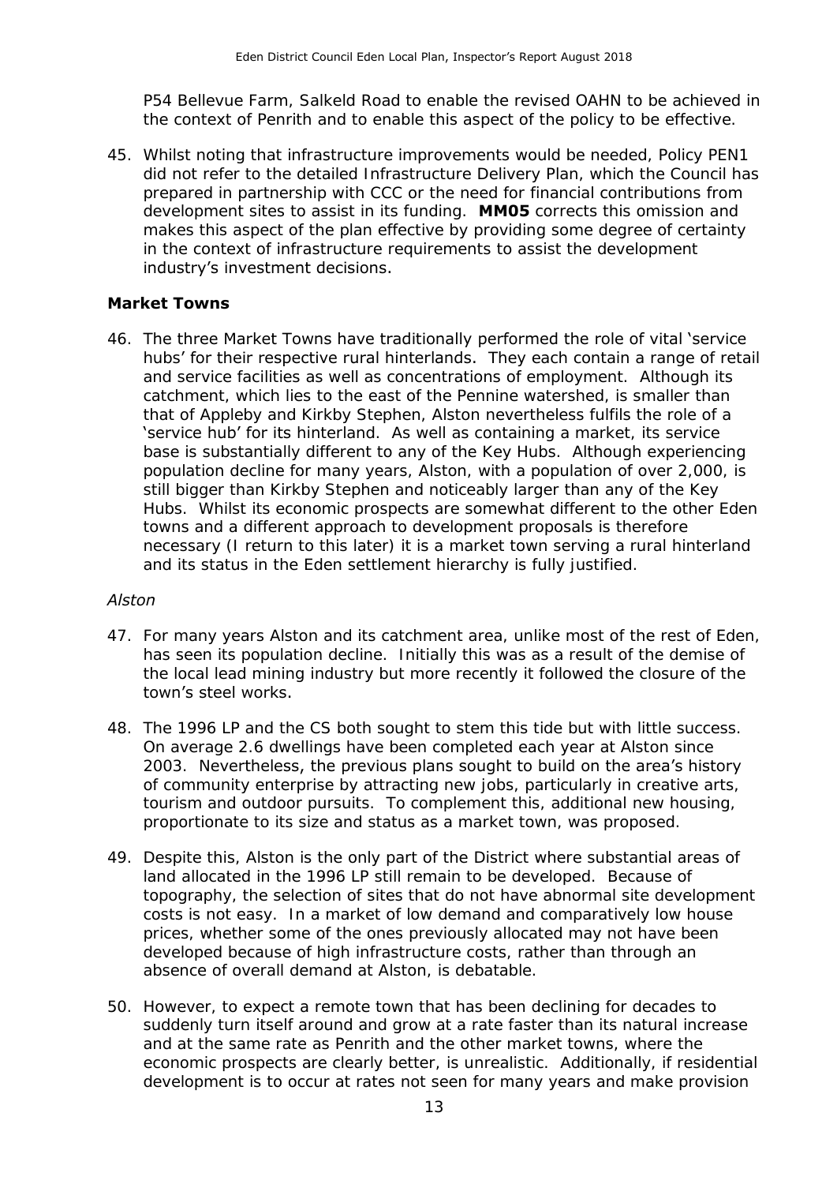P54 Bellevue Farm, Salkeld Road to enable the revised OAHN to be achieved in the context of Penrith and to enable this aspect of the policy to be effective.

45. Whilst noting that infrastructure improvements would be needed, Policy PEN1 did not refer to the detailed Infrastructure Delivery Plan, which the Council has prepared in partnership with CCC or the need for financial contributions from development sites to assist in its funding. **MM05** corrects this omission and makes this aspect of the plan effective by providing some degree of certainty in the context of infrastructure requirements to assist the development industry's investment decisions.

### Market Towns

46. The three Market Towns have traditionally performed the role of vital 'service hubs' for their respective rural hinterlands. They each contain a range of retail and service facilities as well as concentrations of employment. Although its catchment, which lies to the east of the Pennine watershed, is smaller than that of Appleby and Kirkby Stephen, Alston nevertheless fulfils the role of a 'service hub' for its hinterland. As well as containing a market, its service base is substantially different to any of the Key Hubs. Although experiencing population decline for many years, Alston, with a population of over 2,000, is still bigger than Kirkby Stephen and noticeably larger than any of the Key Hubs. Whilst its economic prospects are somewhat different to the other Eden towns and a different approach to development proposals is therefore necessary (I return to this later) it is a market town serving a rural hinterland and its status in the Eden settlement hierarchy is fully justified.

*Alston*

47. For many years Alston and its catchment area, unlike most of the rest of Eden, has seen its population decline. Initially this was as a result of the demise of the local lead mining industry but more recently it followed the closure of the town's steel works.

48. The 1996 LP and the CS both sought to stem this tide but with little success. On average 2.6 dwellings have been completed each year at Alston since 2003. Nevertheless, the previous plans sought to build on the area's history of community enterprise by attracting new jobs, particularly in creative arts, tourism and outdoor pursuits. To complement this, additional new housing, proportionate to its size and status as a market town, was proposed.

49. Despite this, Alston is the only part of the District where substantial areas of land allocated in the 1996 LP still remain to be developed. Because of topography, the selection of sites that do not have abnormal site development costs is not easy. In a market of low demand and comparatively low house prices, whether some of the ones previously allocated may not have been developed because of high infrastructure costs, rather than through an absence of overall demand at Alston, is debatable.

50. However, to expect a remote town that has been declining for decades to suddenly turn itself around and grow at a rate faster than its natural increase and at the same rate as Penrith and the other market towns, where the economic prospects are clearly better, is unrealistic. Additionally, if residential development is to occur at rates not seen for many years and make provision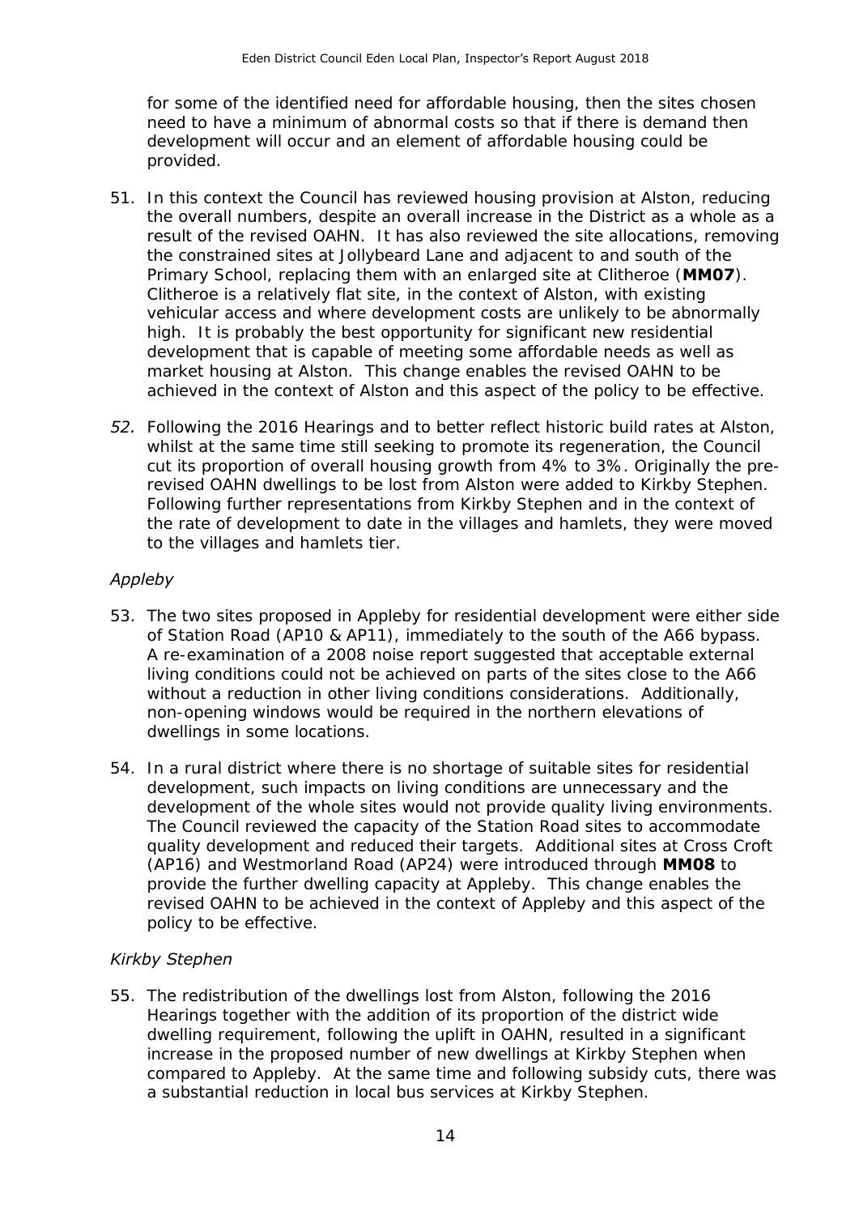for some of the identified need for affordable housing, then the sites chosen need to have a minimum of abnormal costs so that if there is demand then development will occur and an element of affordable housing could be provided.

51. In this context the Council has reviewed housing provision at Alston, reducing the overall numbers, despite an overall increase in the District as a whole as a result of the revised OAHN. It has also reviewed the site allocations, removing the constrained sites at Jollybeard Lane and adjacent to and south of the Primary School, replacing them with an enlarged site at Clitheroe (**MM07**). Clitheroe is a relatively flat site, in the context of Alston, with existing vehicular access and where development costs are unlikely to be abnormally high. It is probably the best opportunity for significant new residential development that is capable of meeting some affordable needs as well as market housing at Alston. This change enables the revised OAHN to be achieved in the context of Alston and this aspect of the policy to be effective.

52. Following the 2016 Hearings and to better reflect historic build rates at Alston, whilst at the same time still seeking to promote its regeneration, the Council cut its proportion of overall housing growth from 4% to 3%. Originally the pre-revised OAHN dwellings to be lost from Alston were added to Kirkby Stephen. Following further representations from Kirkby Stephen and in the context of the rate of development to date in the villages and hamlets, they were moved to the villages and hamlets tier.

*Appleby*

53. The two sites proposed in Appleby for residential development were either side of Station Road (AP10 & AP11), immediately to the south of the A66 bypass. A re-examination of a 2008 noise report suggested that acceptable external living conditions could not be achieved on parts of the sites close to the A66 without a reduction in other living conditions considerations. Additionally, non-opening windows would be required in the northern elevations of dwellings in some locations.

54. In a rural district where there is no shortage of suitable sites for residential development, such impacts on living conditions are unnecessary and the development of the whole sites would not provide quality living environments. The Council reviewed the capacity of the Station Road sites to accommodate quality development and reduced their targets. Additional sites at Cross Croft (AP16) and Westmorland Road (AP24) were introduced through **MM08** to provide the further dwelling capacity at Appleby. This change enables the revised OAHN to be achieved in the context of Appleby and this aspect of the policy to be effective.

*Kirkby Stephen*

55. The redistribution of the dwellings lost from Alston, following the 2016 Hearings together with the addition of its proportion of the district wide dwelling requirement, following the uplift in OAHN, resulted in a significant increase in the proposed number of new dwellings at Kirkby Stephen when compared to Appleby. At the same time and following subsidy cuts, there was a substantial reduction in local bus services at Kirkby Stephen.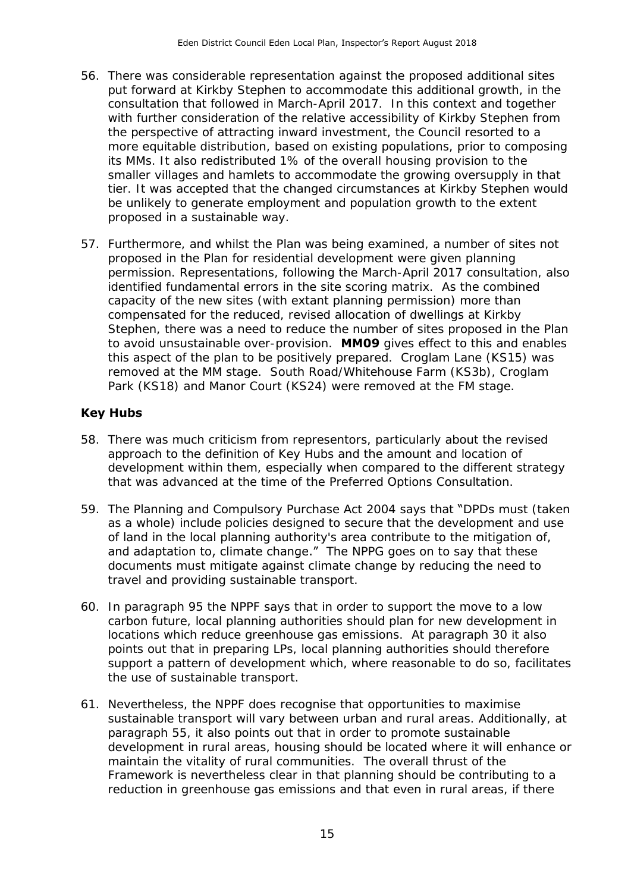56. There was considerable representation against the proposed additional sites put forward at Kirkby Stephen to accommodate this additional growth, in the consultation that followed in March-April 2017. In this context and together with further consideration of the relative accessibility of Kirkby Stephen from the perspective of attracting inward investment, the Council resorted to a more equitable distribution, based on existing populations, prior to composing its MMs. It also redistributed 1% of the overall housing provision to the smaller villages and hamlets to accommodate the growing oversupply in that tier. It was accepted that the changed circumstances at Kirkby Stephen would be unlikely to generate employment and population growth to the extent proposed in a sustainable way.

57. Furthermore, and whilst the Plan was being examined, a number of sites not proposed in the Plan for residential development were given planning permission. Representations, following the March-April 2017 consultation, also identified fundamental errors in the site scoring matrix. As the combined capacity of the new sites (with extant planning permission) more than compensated for the reduced, revised allocation of dwellings at Kirkby Stephen, there was a need to reduce the number of sites proposed in the Plan to avoid unsustainable over-provision. **MM09** gives effect to this and enables this aspect of the plan to be positively prepared. Croglam Lane (KS15) was removed at the MM stage. South Road/Whitehouse Farm (KS3b), Croglam Park (KS18) and Manor Court (KS24) were removed at the FM stage.

### Key Hubs

58. There was much criticism from representors, particularly about the revised approach to the definition of Key Hubs and the amount and location of development within them, especially when compared to the different strategy that was advanced at the time of the Preferred Options Consultation.

59. The Planning and Compulsory Purchase Act 2004 says that "DPDs must (taken as a whole) include policies designed to secure that the development and use of land in the local planning authority's area contribute to the mitigation of, and adaptation to, climate change." The NPPG goes on to say that these documents must mitigate against climate change by reducing the need to travel and providing sustainable transport.

60. In paragraph 95 the NPPF says that in order to support the move to a low carbon future, local planning authorities should plan for new development in locations which reduce greenhouse gas emissions. At paragraph 30 it also points out that in preparing LPs, local planning authorities should therefore support a pattern of development which, where reasonable to do so, facilitates the use of sustainable transport.

61. Nevertheless, the NPPF does recognise that opportunities to maximise sustainable transport will vary between urban and rural areas. Additionally, at paragraph 55, it also points out that in order to promote sustainable development in rural areas, housing should be located where it will enhance or maintain the vitality of rural communities. The overall thrust of the Framework is nevertheless clear in that planning should be contributing to a reduction in greenhouse gas emissions and that even in rural areas, if there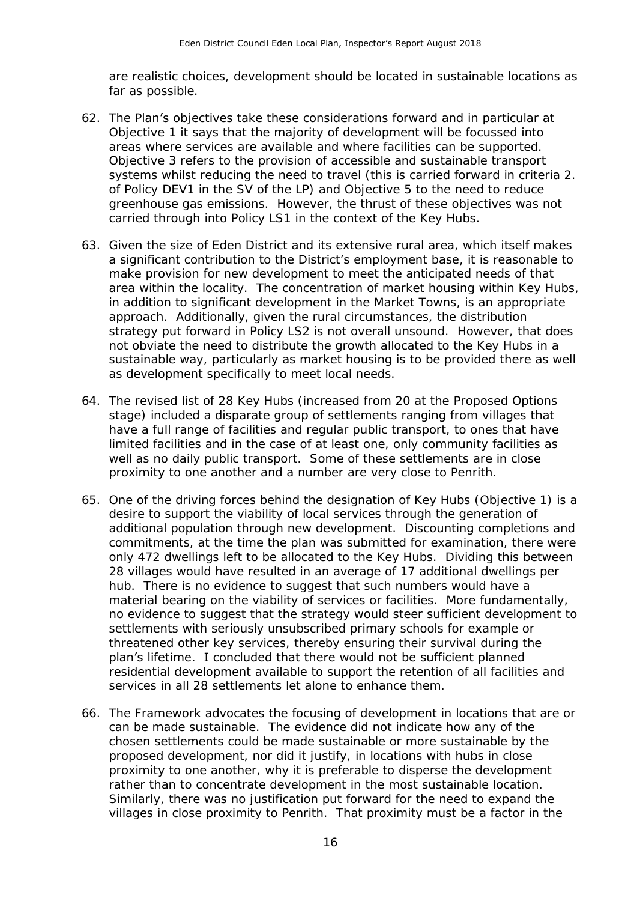are realistic choices, development should be located in sustainable locations as far as possible.

62. The Plan's objectives take these considerations forward and in particular at Objective 1 it says that the majority of development will be focussed into areas where services are available and where facilities can be supported. Objective 3 refers to the provision of accessible and sustainable transport systems whilst reducing the need to travel (this is carried forward in criteria 2. of Policy DEV1 in the SV of the LP) and Objective 5 to the need to reduce greenhouse gas emissions. However, the thrust of these objectives was not carried through into Policy LS1 in the context of the Key Hubs.

63. Given the size of Eden District and its extensive rural area, which itself makes a significant contribution to the District's employment base, it is reasonable to make provision for new development to meet the anticipated needs of that area within the locality. The concentration of market housing within Key Hubs, in addition to significant development in the Market Towns, is an appropriate approach. Additionally, given the rural circumstances, the distribution strategy put forward in Policy LS2 is not overall unsound. However, that does not obviate the need to distribute the growth allocated to the Key Hubs in a sustainable way, particularly as market housing is to be provided there as well as development specifically to meet local needs.

64. The revised list of 28 Key Hubs (increased from 20 at the Proposed Options stage) included a disparate group of settlements ranging from villages that have a full range of facilities and regular public transport, to ones that have limited facilities and in the case of at least one, only community facilities as well as no daily public transport. Some of these settlements are in close proximity to one another and a number are very close to Penrith.

65. One of the driving forces behind the designation of Key Hubs (Objective 1) is a desire to support the viability of local services through the generation of additional population through new development. Discounting completions and commitments, at the time the plan was submitted for examination, there were only 472 dwellings left to be allocated to the Key Hubs. Dividing this between 28 villages would have resulted in an average of 17 additional dwellings per hub. There is no evidence to suggest that such numbers would have a material bearing on the viability of services or facilities. More fundamentally, no evidence to suggest that the strategy would steer sufficient development to settlements with seriously unsubscribed primary schools for example or threatened other key services, thereby ensuring their survival during the plan's lifetime. I concluded that there would not be sufficient planned residential development available to support the retention of all facilities and services in all 28 settlements let alone to enhance them.

66. The Framework advocates the focusing of development in locations that are or can be made sustainable. The evidence did not indicate how any of the chosen settlements could be made sustainable or more sustainable by the proposed development, nor did it justify, in locations with hubs in close proximity to one another, why it is preferable to disperse the development rather than to concentrate development in the most sustainable location. Similarly, there was no justification put forward for the need to expand the villages in close proximity to Penrith. That proximity must be a factor in the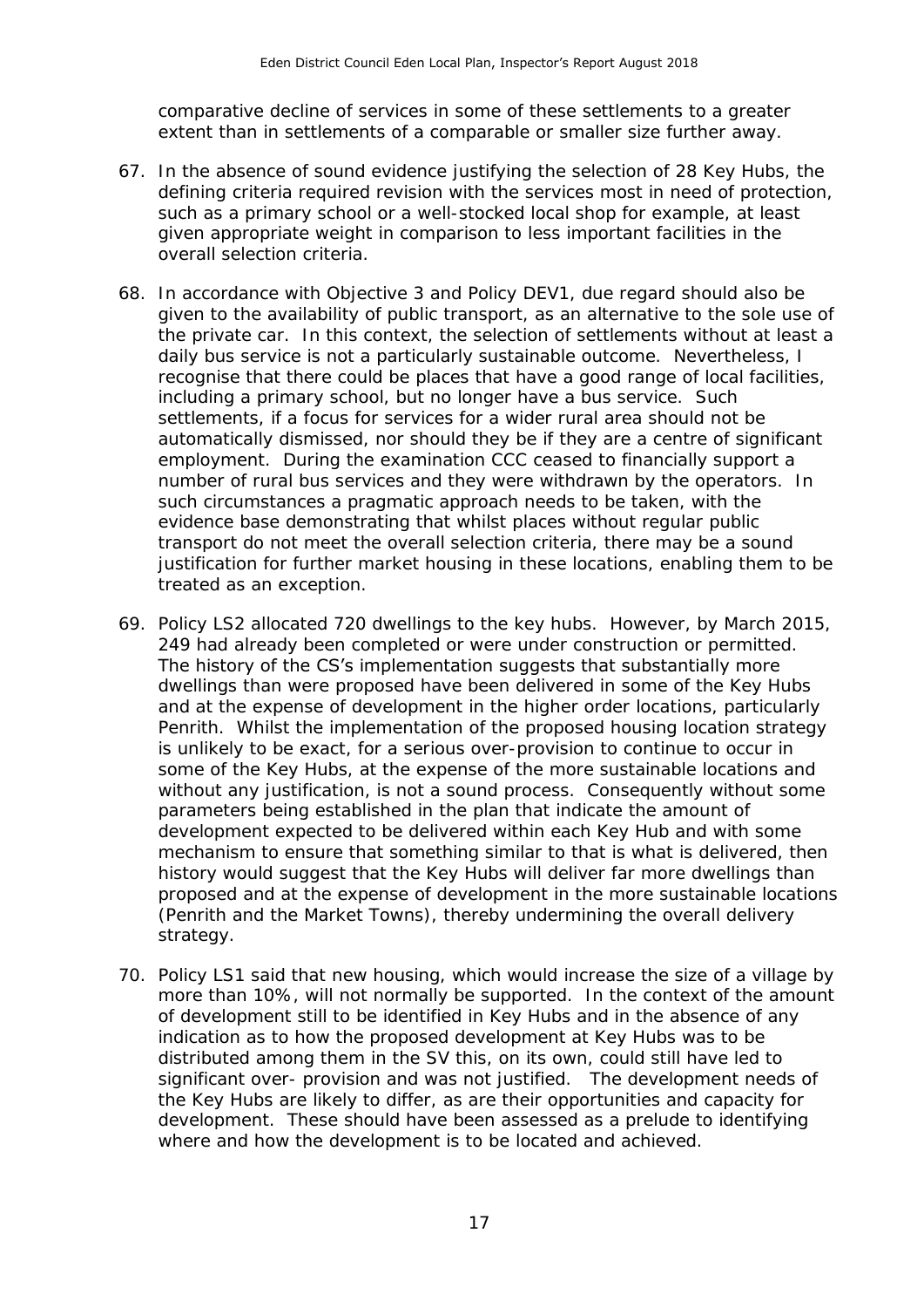comparative decline of services in some of these settlements to a greater extent than in settlements of a comparable or smaller size further away.

67. In the absence of sound evidence justifying the selection of 28 Key Hubs, the defining criteria required revision with the services most in need of protection, such as a primary school or a well-stocked local shop for example, at least given appropriate weight in comparison to less important facilities in the overall selection criteria.

68. In accordance with Objective 3 and Policy DEV1, due regard should also be given to the availability of public transport, as an alternative to the sole use of the private car. In this context, the selection of settlements without at least a daily bus service is not a particularly sustainable outcome. Nevertheless, I recognise that there could be places that have a good range of local facilities, including a primary school, but no longer have a bus service. Such settlements, if a focus for services for a wider rural area should not be automatically dismissed, nor should they be if they are a centre of significant employment. During the examination CCC ceased to financially support a number of rural bus services and they were withdrawn by the operators. In such circumstances a pragmatic approach needs to be taken, with the evidence base demonstrating that whilst places without regular public transport do not meet the overall selection criteria, there may be a sound justification for further market housing in these locations, enabling them to be treated as an exception.

69. Policy LS2 allocated 720 dwellings to the key hubs. However, by March 2015, 249 had already been completed or were under construction or permitted. The history of the CS's implementation suggests that substantially more dwellings than were proposed have been delivered in some of the Key Hubs and at the expense of development in the higher order locations, particularly Penrith. Whilst the implementation of the proposed housing location strategy is unlikely to be exact, for a serious over-provision to continue to occur in some of the Key Hubs, at the expense of the more sustainable locations and without any justification, is not a sound process. Consequently without some parameters being established in the plan that indicate the amount of development expected to be delivered within each Key Hub and with some mechanism to ensure that something similar to that is what is delivered, then history would suggest that the Key Hubs will deliver far more dwellings than proposed and at the expense of development in the more sustainable locations (Penrith and the Market Towns), thereby undermining the overall delivery strategy.

70. Policy LS1 said that new housing, which would increase the size of a village by more than 10%, will not normally be supported. In the context of the amount of development still to be identified in Key Hubs and in the absence of any indication as to how the proposed development at Key Hubs was to be distributed among them in the SV this, on its own, could still have led to significant over- provision and was not justified. The development needs of the Key Hubs are likely to differ, as are their opportunities and capacity for development. These should have been assessed as a prelude to identifying where and how the development is to be located and achieved.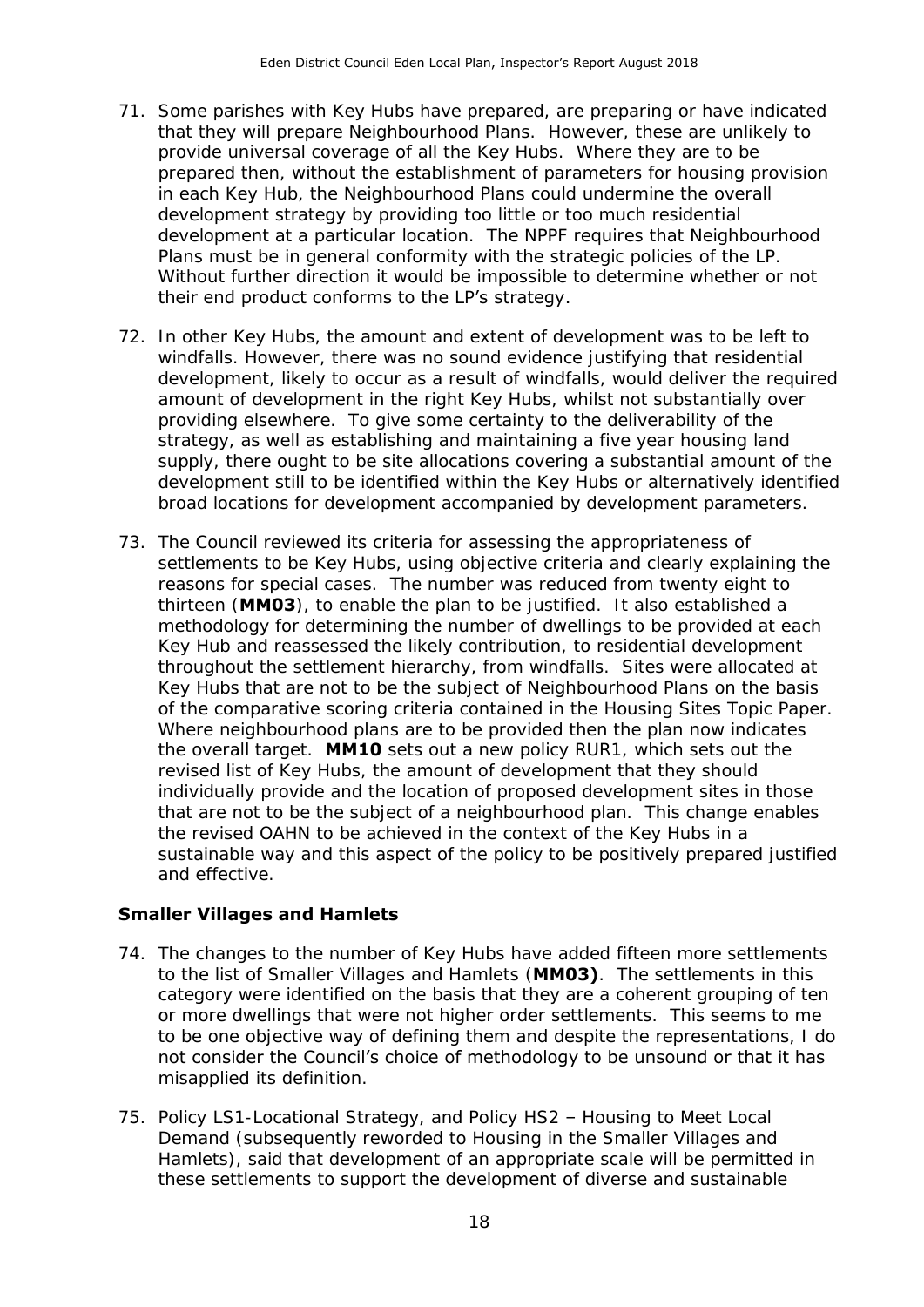71. Some parishes with Key Hubs have prepared, are preparing or have indicated that they will prepare Neighbourhood Plans. However, these are unlikely to provide universal coverage of all the Key Hubs. Where they are to be prepared then, without the establishment of parameters for housing provision in each Key Hub, the Neighbourhood Plans could undermine the overall development strategy by providing too little or too much residential development at a particular location. The NPPF requires that Neighbourhood Plans must be in general conformity with the strategic policies of the LP. Without further direction it would be impossible to determine whether or not their end product conforms to the LP's strategy.

72. In other Key Hubs, the amount and extent of development was to be left to windfalls. However, there was no sound evidence justifying that residential development, likely to occur as a result of windfalls, would deliver the required amount of development in the right Key Hubs, whilst not substantially over providing elsewhere. To give some certainty to the deliverability of the strategy, as well as establishing and maintaining a five year housing land supply, there ought to be site allocations covering a substantial amount of the development still to be identified within the Key Hubs or alternatively identified broad locations for development accompanied by development parameters.

73. The Council reviewed its criteria for assessing the appropriateness of settlements to be Key Hubs, using objective criteria and clearly explaining the reasons for special cases. The number was reduced from twenty eight to thirteen (**MM03**), to enable the plan to be justified. It also established a methodology for determining the number of dwellings to be provided at each Key Hub and reassessed the likely contribution, to residential development throughout the settlement hierarchy, from windfalls. Sites were allocated at Key Hubs that are not to be the subject of Neighbourhood Plans on the basis of the comparative scoring criteria contained in the Housing Sites Topic Paper. Where neighbourhood plans are to be provided then the plan now indicates the overall target. **MM10** sets out a new policy RUR1, which sets out the revised list of Key Hubs, the amount of development that they should individually provide and the location of proposed development sites in those that are not to be the subject of a neighbourhood plan. This change enables the revised OAHN to be achieved in the context of the Key Hubs in a sustainable way and this aspect of the policy to be positively prepared justified and effective.

### Smaller Villages and Hamlets

74. The changes to the number of Key Hubs have added fifteen more settlements to the list of Smaller Villages and Hamlets (**MM03)**. The settlements in this category were identified on the basis that they are a coherent grouping of ten or more dwellings that were not higher order settlements. This seems to me to be one objective way of defining them and despite the representations, I do not consider the Council's choice of methodology to be unsound or that it has misapplied its definition.

75. Policy LS1-Locational Strategy, and Policy HS2 – Housing to Meet Local Demand (subsequently reworded to Housing in the Smaller Villages and Hamlets), said that development of an appropriate scale will be permitted in these settlements to support the development of diverse and sustainable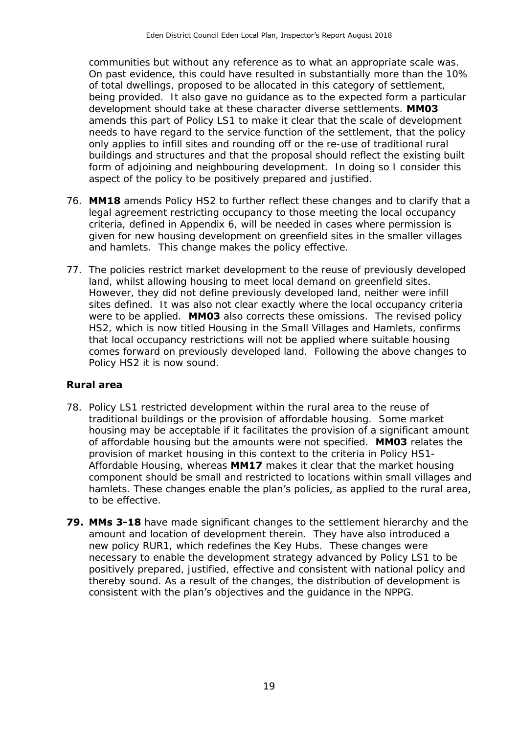communities but without any reference as to what an appropriate scale was. On past evidence, this could have resulted in substantially more than the 10% of total dwellings, proposed to be allocated in this category of settlement, being provided. It also gave no guidance as to the expected form a particular development should take at these character diverse settlements. **MM03** amends this part of Policy LS1 to make it clear that the scale of development needs to have regard to the service function of the settlement, that the policy only applies to infill sites and rounding off or the re-use of traditional rural buildings and structures and that the proposal should reflect the existing built form of adjoining and neighbouring development. In doing so I consider this aspect of the policy to be positively prepared and justified.

76. **MM18** amends Policy HS2 to further reflect these changes and to clarify that a legal agreement restricting occupancy to those meeting the local occupancy criteria, defined in Appendix 6, will be needed in cases where permission is given for new housing development on greenfield sites in the smaller villages and hamlets. This change makes the policy effective.

77. The policies restrict market development to the reuse of previously developed land, whilst allowing housing to meet local demand on greenfield sites. However, they did not define previously developed land, neither were infill sites defined. It was also not clear exactly where the local occupancy criteria were to be applied. **MM03** also corrects these omissions. The revised policy HS2, which is now titled Housing in the Small Villages and Hamlets, confirms that local occupancy restrictions will not be applied where suitable housing comes forward on previously developed land. Following the above changes to Policy HS2 it is now sound.

### Rural area

78. Policy LS1 restricted development within the rural area to the reuse of traditional buildings or the provision of affordable housing. Some market housing may be acceptable if it facilitates the provision of a significant amount of affordable housing but the amounts were not specified. **MM03** relates the provision of market housing in this context to the criteria in Policy HS1-Affordable Housing, whereas **MM17** makes it clear that the market housing component should be small and restricted to locations within small villages and hamlets. These changes enable the plan's policies, as applied to the rural area, to be effective.

**79.** **MMs 3-18** have made significant changes to the settlement hierarchy and the amount and location of development therein. They have also introduced a new policy RUR1, which redefines the Key Hubs. These changes were necessary to enable the development strategy advanced by Policy LS1 to be positively prepared, justified, effective and consistent with national policy and thereby sound. As a result of the changes, the distribution of development is consistent with the plan's objectives and the guidance in the NPPG.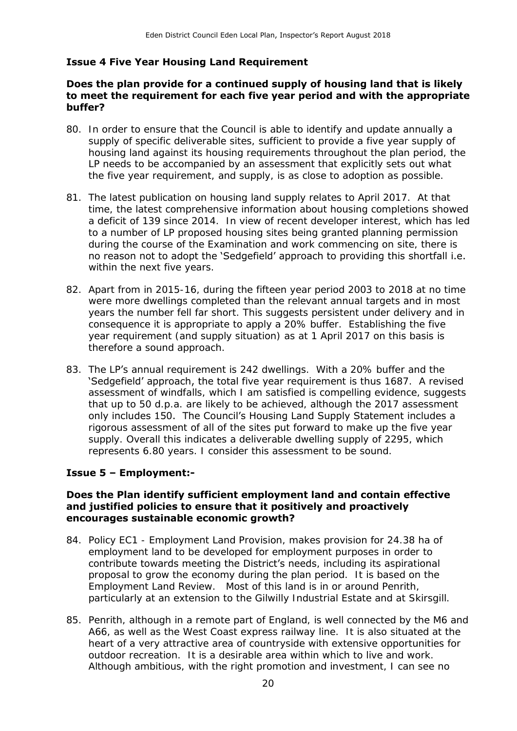### Issue 4 Five Year Housing Land Requirement

**Does the plan provide for a continued supply of housing land that is likely to meet the requirement for each five year period and with the appropriate buffer?**

80. In order to ensure that the Council is able to identify and update annually a supply of specific deliverable sites, sufficient to provide a five year supply of housing land against its housing requirements throughout the plan period, the LP needs to be accompanied by an assessment that explicitly sets out what the five year requirement, and supply, is as close to adoption as possible.

81. The latest publication on housing land supply relates to April 2017. At that time, the latest comprehensive information about housing completions showed a deficit of 139 since 2014. In view of recent developer interest, which has led to a number of LP proposed housing sites being granted planning permission during the course of the Examination and work commencing on site, there is no reason not to adopt the 'Sedgefield' approach to providing this shortfall i.e. within the next five years.

82. Apart from in 2015-16, during the fifteen year period 2003 to 2018 at no time were more dwellings completed than the relevant annual targets and in most years the number fell far short. This suggests persistent under delivery and in consequence it is appropriate to apply a 20% buffer. Establishing the five year requirement (and supply situation) as at 1 April 2017 on this basis is therefore a sound approach.

83. The LP's annual requirement is 242 dwellings. With a 20% buffer and the 'Sedgefield' approach, the total five year requirement is thus 1687. A revised assessment of windfalls, which I am satisfied is compelling evidence, suggests that up to 50 d.p.a. are likely to be achieved, although the 2017 assessment only includes 150. The Council's Housing Land Supply Statement includes a rigorous assessment of all of the sites put forward to make up the five year supply. Overall this indicates a deliverable dwelling supply of 2295, which represents 6.80 years. I consider this assessment to be sound.

### Issue 5 – Employment:-

**Does the Plan identify sufficient employment land and contain effective and justified policies to ensure that it positively and proactively encourages sustainable economic growth?**

84. Policy EC1 - Employment Land Provision, makes provision for 24.38 ha of employment land to be developed for employment purposes in order to contribute towards meeting the District's needs, including its aspirational proposal to grow the economy during the plan period. It is based on the Employment Land Review. Most of this land is in or around Penrith, particularly at an extension to the Gilwilly Industrial Estate and at Skirsgill.

85. Penrith, although in a remote part of England, is well connected by the M6 and A66, as well as the West Coast express railway line. It is also situated at the heart of a very attractive area of countryside with extensive opportunities for outdoor recreation. It is a desirable area within which to live and work. Although ambitious, with the right promotion and investment, I can see no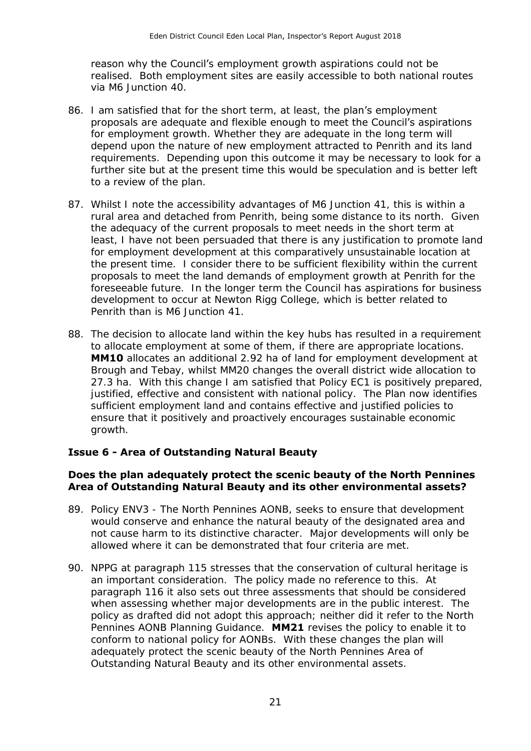reason why the Council's employment growth aspirations could not be realised. Both employment sites are easily accessible to both national routes via M6 Junction 40.

86. I am satisfied that for the short term, at least, the plan's employment proposals are adequate and flexible enough to meet the Council's aspirations for employment growth. Whether they are adequate in the long term will depend upon the nature of new employment attracted to Penrith and its land requirements. Depending upon this outcome it may be necessary to look for a further site but at the present time this would be speculation and is better left to a review of the plan.

87. Whilst I note the accessibility advantages of M6 Junction 41, this is within a rural area and detached from Penrith, being some distance to its north. Given the adequacy of the current proposals to meet needs in the short term at least, I have not been persuaded that there is any justification to promote land for employment development at this comparatively unsustainable location at the present time. I consider there to be sufficient flexibility within the current proposals to meet the land demands of employment growth at Penrith for the foreseeable future. In the longer term the Council has aspirations for business development to occur at Newton Rigg College, which is better related to Penrith than is M6 Junction 41.

88. The decision to allocate land within the key hubs has resulted in a requirement to allocate employment at some of them, if there are appropriate locations. **MM10** allocates an additional 2.92 ha of land for employment development at Brough and Tebay, whilst MM20 changes the overall district wide allocation to 27.3 ha. With this change I am satisfied that Policy EC1 is positively prepared, justified, effective and consistent with national policy. The Plan now identifies sufficient employment land and contains effective and justified policies to ensure that it positively and proactively encourages sustainable economic growth.

### Issue 6 - Area of Outstanding Natural Beauty

#### Does the plan adequately protect the scenic beauty of the North Pennines Area of Outstanding Natural Beauty and its other environmental assets?

89. Policy ENV3 - The North Pennines AONB, seeks to ensure that development would conserve and enhance the natural beauty of the designated area and not cause harm to its distinctive character. Major developments will only be allowed where it can be demonstrated that four criteria are met.

90. NPPG at paragraph 115 stresses that the conservation of cultural heritage is an important consideration. The policy made no reference to this. At paragraph 116 it also sets out three assessments that should be considered when assessing whether major developments are in the public interest. The policy as drafted did not adopt this approach; neither did it refer to the North Pennines AONB Planning Guidance. **MM21** revises the policy to enable it to conform to national policy for AONBs. With these changes the plan will adequately protect the scenic beauty of the North Pennines Area of Outstanding Natural Beauty and its other environmental assets.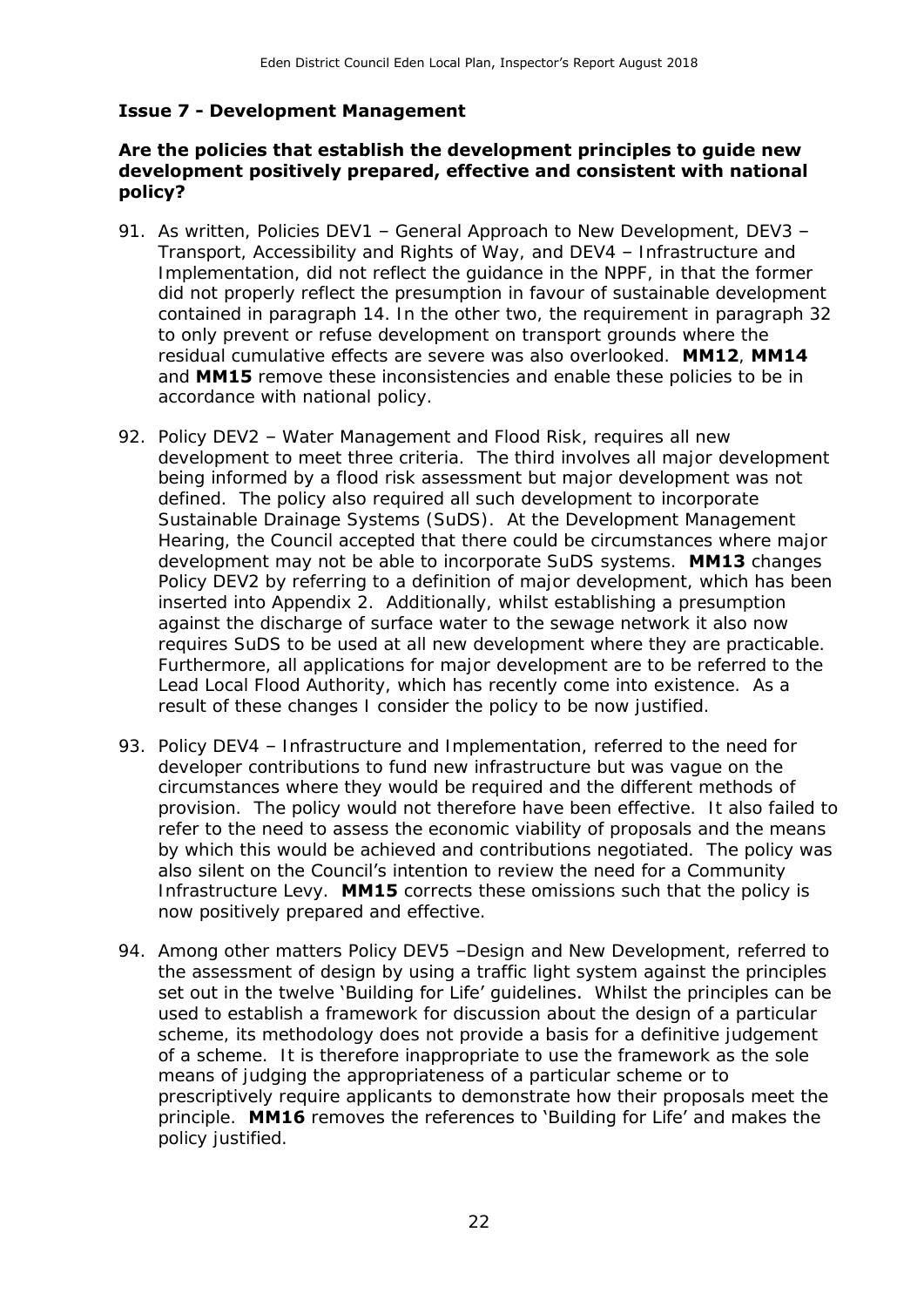### Issue 7 - Development Management

#### Are the policies that establish the development principles to guide new development positively prepared, effective and consistent with national policy?

91. As written, Policies DEV1 – General Approach to New Development, DEV3 – Transport, Accessibility and Rights of Way, and DEV4 – Infrastructure and Implementation, did not reflect the guidance in the NPPF, in that the former did not properly reflect the presumption in favour of sustainable development contained in paragraph 14. In the other two, the requirement in paragraph 32 to only prevent or refuse development on transport grounds where the residual cumulative effects are severe was also overlooked. **MM12**, **MM14** and **MM15** remove these inconsistencies and enable these policies to be in accordance with national policy.

92. Policy DEV2 – Water Management and Flood Risk, requires all new development to meet three criteria. The third involves all major development being informed by a flood risk assessment but major development was not defined. The policy also required all such development to incorporate Sustainable Drainage Systems (SuDS). At the Development Management Hearing, the Council accepted that there could be circumstances where major development may not be able to incorporate SuDS systems. **MM13** changes Policy DEV2 by referring to a definition of major development, which has been inserted into Appendix 2. Additionally, whilst establishing a presumption against the discharge of surface water to the sewage network it also now requires SuDS to be used at all new development where they are practicable. Furthermore, all applications for major development are to be referred to the Lead Local Flood Authority, which has recently come into existence. As a result of these changes I consider the policy to be now justified.

93. Policy DEV4 – Infrastructure and Implementation, referred to the need for developer contributions to fund new infrastructure but was vague on the circumstances where they would be required and the different methods of provision. The policy would not therefore have been effective. It also failed to refer to the need to assess the economic viability of proposals and the means by which this would be achieved and contributions negotiated. The policy was also silent on the Council's intention to review the need for a Community Infrastructure Levy. **MM15** corrects these omissions such that the policy is now positively prepared and effective.

94. Among other matters Policy DEV5 –Design and New Development, referred to the assessment of design by using a traffic light system against the principles set out in the twelve 'Building for Life' guidelines. Whilst the principles can be used to establish a framework for discussion about the design of a particular scheme, its methodology does not provide a basis for a definitive judgement of a scheme. It is therefore inappropriate to use the framework as the sole means of judging the appropriateness of a particular scheme or to prescriptively require applicants to demonstrate how their proposals meet the principle. **MM16** removes the references to 'Building for Life' and makes the policy justified.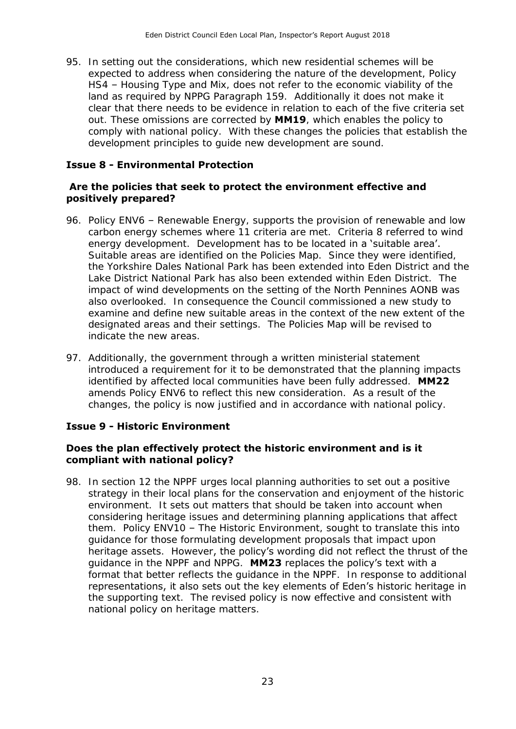95. In setting out the considerations, which new residential schemes will be expected to address when considering the nature of the development, Policy HS4 – Housing Type and Mix, does not refer to the economic viability of the land as required by NPPG Paragraph 159. Additionally it does not make it clear that there needs to be evidence in relation to each of the five criteria set out. These omissions are corrected by **MM19**, which enables the policy to comply with national policy. With these changes the policies that establish the development principles to guide new development are sound.

### Issue 8 - Environmental Protection

#### Are the policies that seek to protect the environment effective and positively prepared?

96. Policy ENV6 – Renewable Energy, supports the provision of renewable and low carbon energy schemes where 11 criteria are met. Criteria 8 referred to wind energy development. Development has to be located in a 'suitable area'. Suitable areas are identified on the Policies Map. Since they were identified, the Yorkshire Dales National Park has been extended into Eden District and the Lake District National Park has also been extended within Eden District. The impact of wind developments on the setting of the North Pennines AONB was also overlooked. In consequence the Council commissioned a new study to examine and define new suitable areas in the context of the new extent of the designated areas and their settings. The Policies Map will be revised to indicate the new areas.

97. Additionally, the government through a written ministerial statement introduced a requirement for it to be demonstrated that the planning impacts identified by affected local communities have been fully addressed. **MM22** amends Policy ENV6 to reflect this new consideration. As a result of the changes, the policy is now justified and in accordance with national policy.

### Issue 9 - Historic Environment

#### Does the plan effectively protect the historic environment and is it compliant with national policy?

98. In section 12 the NPPF urges local planning authorities to set out a positive strategy in their local plans for the conservation and enjoyment of the historic environment. It sets out matters that should be taken into account when considering heritage issues and determining planning applications that affect them. Policy ENV10 – The Historic Environment, sought to translate this into guidance for those formulating development proposals that impact upon heritage assets. However, the policy's wording did not reflect the thrust of the guidance in the NPPF and NPPG. **MM23** replaces the policy's text with a format that better reflects the guidance in the NPPF. In response to additional representations, it also sets out the key elements of Eden's historic heritage in the supporting text. The revised policy is now effective and consistent with national policy on heritage matters.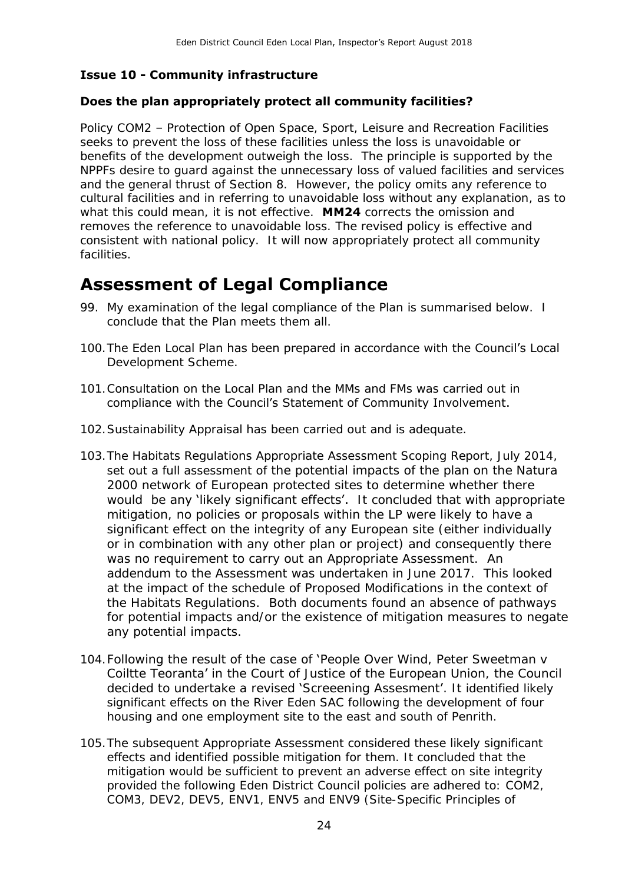### Issue 10 - Community infrastructure

#### Does the plan appropriately protect all community facilities?

Policy COM2 – Protection of Open Space, Sport, Leisure and Recreation Facilities seeks to prevent the loss of these facilities unless the loss is unavoidable or benefits of the development outweigh the loss. The principle is supported by the NPPFs desire to guard against the unnecessary loss of valued facilities and services and the general thrust of Section 8. However, the policy omits any reference to cultural facilities and in referring to unavoidable loss without any explanation, as to what this could mean, it is not effective. **MM24** corrects the omission and removes the reference to unavoidable loss. The revised policy is effective and consistent with national policy. It will now appropriately protect all community facilities.

# Assessment of Legal Compliance

99. My examination of the legal compliance of the Plan is summarised below. I conclude that the Plan meets them all.

100. The Eden Local Plan has been prepared in accordance with the Council's Local Development Scheme.

101. Consultation on the Local Plan and the MMs and FMs was carried out in compliance with the Council's Statement of Community Involvement.

102. Sustainability Appraisal has been carried out and is adequate.

103. The Habitats Regulations Appropriate Assessment Scoping Report, July 2014, set out a full assessment of the potential impacts of the plan on the Natura 2000 network of European protected sites to determine whether there would be any 'likely significant effects'. It concluded that with appropriate mitigation, no policies or proposals within the LP were likely to have a significant effect on the integrity of any European site (either individually or in combination with any other plan or project) and consequently there was no requirement to carry out an Appropriate Assessment. An addendum to the Assessment was undertaken in June 2017. This looked at the impact of the schedule of Proposed Modifications in the context of the Habitats Regulations. Both documents found an absence of pathways for potential impacts and/or the existence of mitigation measures to negate any potential impacts.

104. Following the result of the case of 'People Over Wind, Peter Sweetman v Coillte Teoranta' in the Court of Justice of the European Union, the Council decided to undertake a revised 'Screeening Assesment'. It identified likely significant effects on the River Eden SAC following the development of four housing and one employment site to the east and south of Penrith.

105. The subsequent Appropriate Assessment considered these likely significant effects and identified possible mitigation for them. It concluded that the mitigation would be sufficient to prevent an adverse effect on site integrity provided the following Eden District Council policies are adhered to: COM2, COM3, DEV2, DEV5, ENV1, ENV5 and ENV9 (Site-Specific Principles of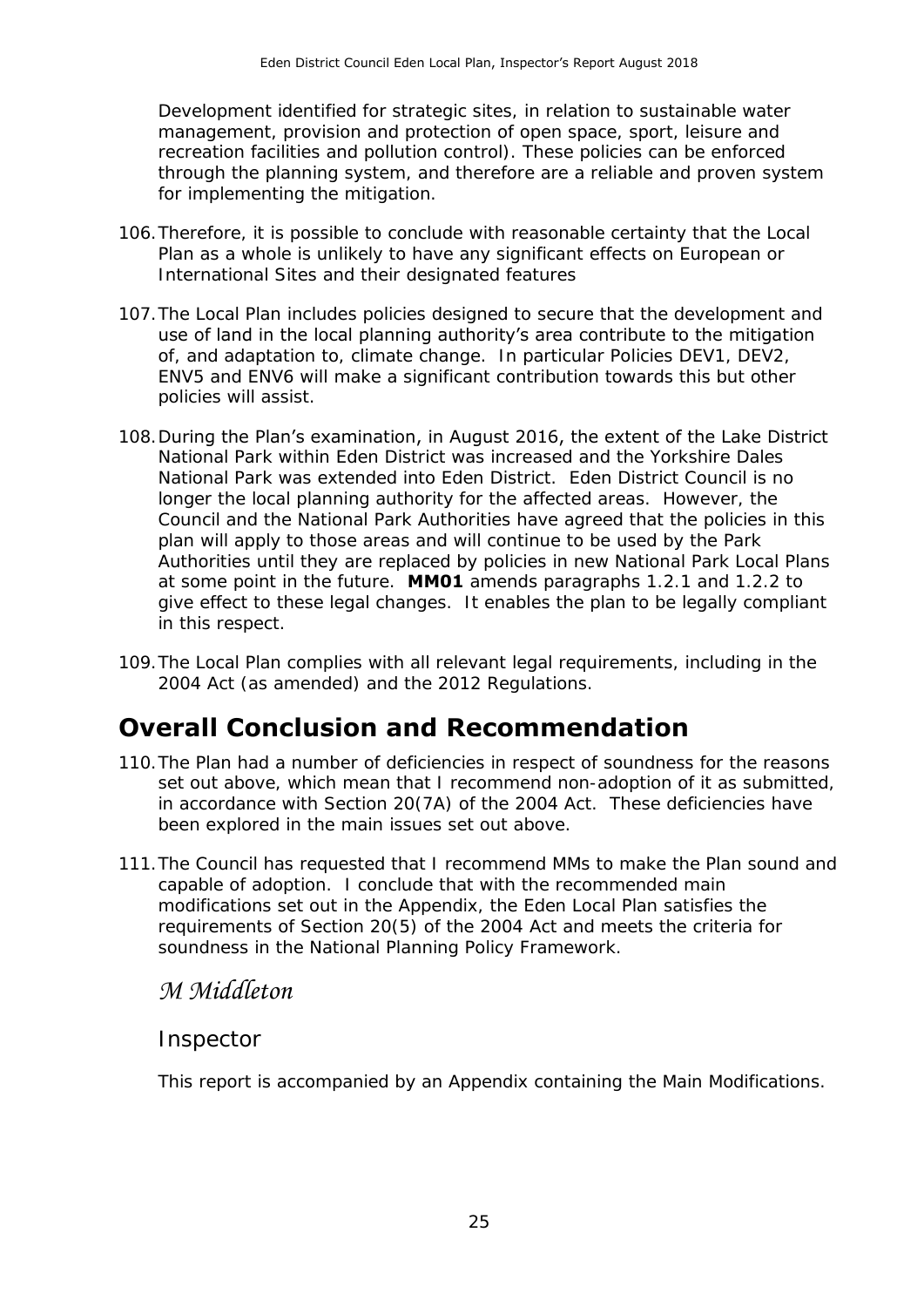Development identified for strategic sites, in relation to sustainable water management, provision and protection of open space, sport, leisure and recreation facilities and pollution control). These policies can be enforced through the planning system, and therefore are a reliable and proven system for implementing the mitigation.

106. Therefore, it is possible to conclude with reasonable certainty that the Local Plan as a whole is unlikely to have any significant effects on European or International Sites and their designated features

107. The Local Plan includes policies designed to secure that the development and use of land in the local planning authority's area contribute to the mitigation of, and adaptation to, climate change. In particular Policies DEV1, DEV2, ENV5 and ENV6 will make a significant contribution towards this but other policies will assist.

108. During the Plan's examination, in August 2016, the extent of the Lake District National Park within Eden District was increased and the Yorkshire Dales National Park was extended into Eden District. Eden District Council is no longer the local planning authority for the affected areas. However, the Council and the National Park Authorities have agreed that the policies in this plan will apply to those areas and will continue to be used by the Park Authorities until they are replaced by policies in new National Park Local Plans at some point in the future. **MM01** amends paragraphs 1.2.1 and 1.2.2 to give effect to these legal changes. It enables the plan to be legally compliant in this respect.

109. The Local Plan complies with all relevant legal requirements, including in the 2004 Act (as amended) and the 2012 Regulations.

# Overall Conclusion and Recommendation

110. The Plan had a number of deficiencies in respect of soundness for the reasons set out above, which mean that I recommend non-adoption of it as submitted, in accordance with Section 20(7A) of the 2004 Act. These deficiencies have been explored in the main issues set out above.

111. The Council has requested that I recommend MMs to make the Plan sound and capable of adoption. I conclude that with the recommended main modifications set out in the Appendix, the Eden Local Plan satisfies the requirements of Section 20(5) of the 2004 Act and meets the criteria for soundness in the National Planning Policy Framework.

*M Middleton*

Inspector

This report is accompanied by an Appendix containing the Main Modifications.